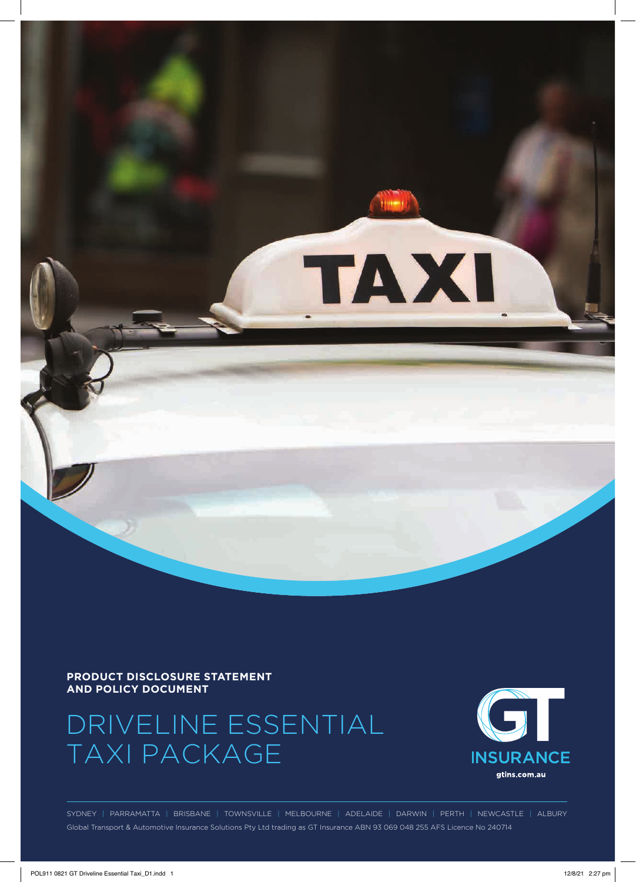**PRODUCT DISCLOSURE STATEMENT AND POLICY DOCUMENT**

# DRIVELINE ESSENTIAL TAXI PACKAGE

GT INSURANCE

gtins.com.au

SYDNEY | PARRAMATTA | BRISBANE | TOWNSVILLE | MELBOURNE | ADELAIDE | DARWIN | PERTH | NEWCASTLE | ALBURY

Global Transport & Automotive Insurance Solutions Pty Ltd trading as GT Insurance ABN 93 069 048 255 AFS Licence No 240714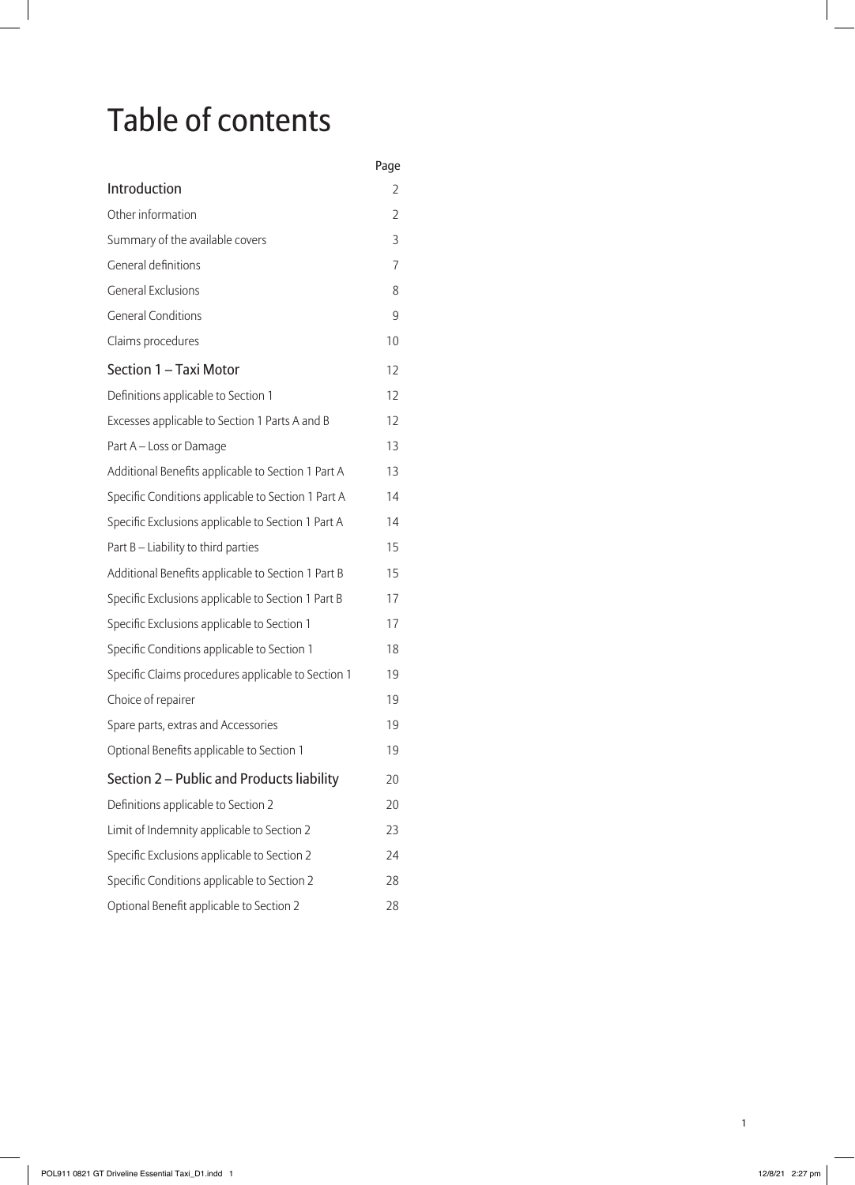# Table of contents

| | Page |
|---|---|
| **Introduction** | 2 |
| Other information | 2 |
| Summary of the available covers | 3 |
| General definitions | 7 |
| General Exclusions | 8 |
| General Conditions | 9 |
| Claims procedures | 10 |
| **Section 1 – Taxi Motor** | 12 |
| Definitions applicable to Section 1 | 12 |
| Excesses applicable to Section 1 Parts A and B | 12 |
| Part A – Loss or Damage | 13 |
| Additional Benefits applicable to Section 1 Part A | 13 |
| Specific Conditions applicable to Section 1 Part A | 14 |
| Specific Exclusions applicable to Section 1 Part A | 14 |
| Part B – Liability to third parties | 15 |
| Additional Benefits applicable to Section 1 Part B | 15 |
| Specific Exclusions applicable to Section 1 Part B | 17 |
| Specific Exclusions applicable to Section 1 | 17 |
| Specific Conditions applicable to Section 1 | 18 |
| Specific Claims procedures applicable to Section 1 | 19 |
| Choice of repairer | 19 |
| Spare parts, extras and Accessories | 19 |
| Optional Benefits applicable to Section 1 | 19 |
| **Section 2 – Public and Products liability** | 20 |
| Definitions applicable to Section 2 | 20 |
| Limit of Indemnity applicable to Section 2 | 23 |
| Specific Exclusions applicable to Section 2 | 24 |
| Specific Conditions applicable to Section 2 | 28 |
| Optional Benefit applicable to Section 2 | 28 |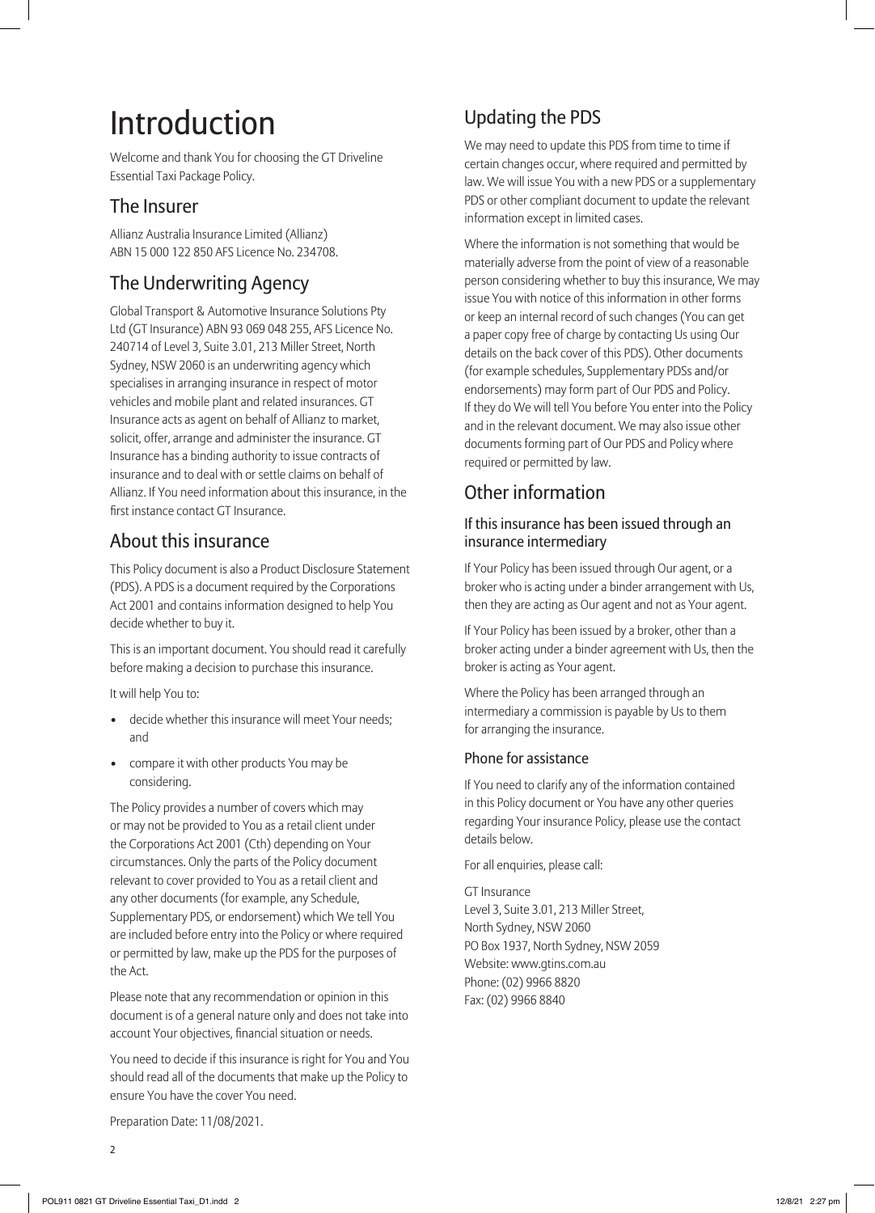# Introduction

Welcome and thank You for choosing the GT Driveline Essential Taxi Package Policy.

## The Insurer

Allianz Australia Insurance Limited (Allianz) ABN 15 000 122 850 AFS Licence No. 234708.

## The Underwriting Agency

Global Transport & Automotive Insurance Solutions Pty Ltd (GT Insurance) ABN 93 069 048 255, AFS Licence No. 240714 of Level 3, Suite 3.01, 213 Miller Street, North Sydney, NSW 2060 is an underwriting agency which specialises in arranging insurance in respect of motor vehicles and mobile plant and related insurances. GT Insurance acts as agent on behalf of Allianz to market, solicit, offer, arrange and administer the insurance. GT Insurance has a binding authority to issue contracts of insurance and to deal with or settle claims on behalf of Allianz. If You need information about this insurance, in the first instance contact GT Insurance.

## About this insurance

This Policy document is also a Product Disclosure Statement (PDS). A PDS is a document required by the Corporations Act 2001 and contains information designed to help You decide whether to buy it.

This is an important document. You should read it carefully before making a decision to purchase this insurance.

It will help You to:

- decide whether this insurance will meet Your needs; and
- compare it with other products You may be considering.

The Policy provides a number of covers which may or may not be provided to You as a retail client under the Corporations Act 2001 (Cth) depending on Your circumstances. Only the parts of the Policy document relevant to cover provided to You as a retail client and any other documents (for example, any Schedule, Supplementary PDS, or endorsement) which We tell You are included before entry into the Policy or where required or permitted by law, make up the PDS for the purposes of the Act.

Please note that any recommendation or opinion in this document is of a general nature only and does not take into account Your objectives, financial situation or needs.

You need to decide if this insurance is right for You and You should read all of the documents that make up the Policy to ensure You have the cover You need.

Preparation Date: 11/08/2021.

## Updating the PDS

We may need to update this PDS from time to time if certain changes occur, where required and permitted by law. We will issue You with a new PDS or a supplementary PDS or other compliant document to update the relevant information except in limited cases.

Where the information is not something that would be materially adverse from the point of view of a reasonable person considering whether to buy this insurance, We may issue You with notice of this information in other forms or keep an internal record of such changes (You can get a paper copy free of charge by contacting Us using Our details on the back cover of this PDS). Other documents (for example schedules, Supplementary PDSs and/or endorsements) may form part of Our PDS and Policy. If they do We will tell You before You enter into the Policy and in the relevant document. We may also issue other documents forming part of Our PDS and Policy where required or permitted by law.

## Other information

### If this insurance has been issued through an insurance intermediary

If Your Policy has been issued through Our agent, or a broker who is acting under a binder arrangement with Us, then they are acting as Our agent and not as Your agent.

If Your Policy has been issued by a broker, other than a broker acting under a binder agreement with Us, then the broker is acting as Your agent.

Where the Policy has been arranged through an intermediary a commission is payable by Us to them for arranging the insurance.

### Phone for assistance

If You need to clarify any of the information contained in this Policy document or You have any other queries regarding Your insurance Policy, please use the contact details below.

For all enquiries, please call:

GT Insurance
Level 3, Suite 3.01, 213 Miller Street,
North Sydney, NSW 2060
PO Box 1937, North Sydney, NSW 2059
Website: www.gtins.com.au
Phone: (02) 9966 8820
Fax: (02) 9966 8840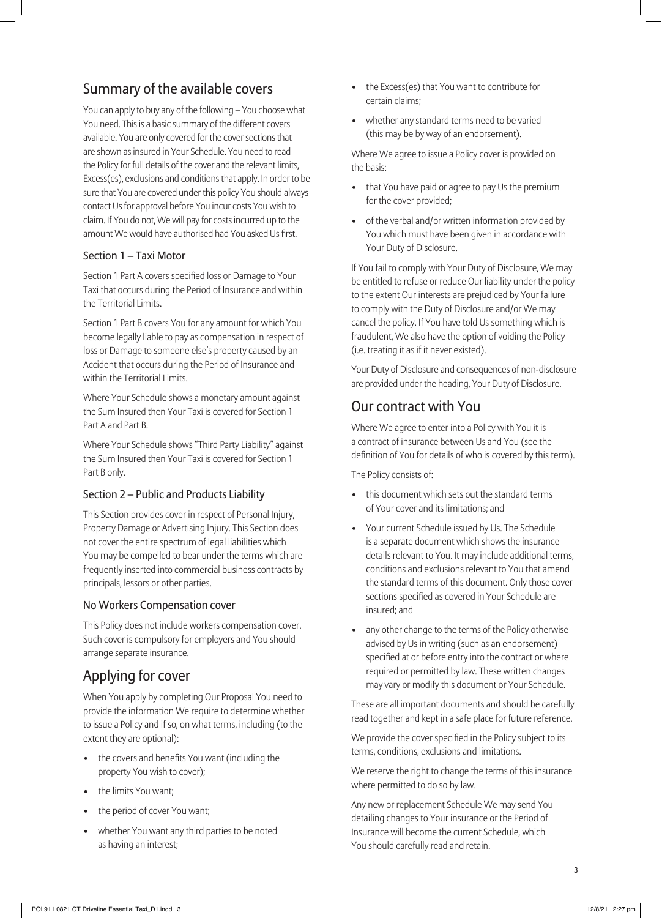## Summary of the available covers

You can apply to buy any of the following – You choose what You need. This is a basic summary of the different covers available. You are only covered for the cover sections that are shown as insured in Your Schedule. You need to read the Policy for full details of the cover and the relevant limits, Excess(es), exclusions and conditions that apply. In order to be sure that You are covered under this policy You should always contact Us for approval before You incur costs You wish to claim. If You do not, We will pay for costs incurred up to the amount We would have authorised had You asked Us first.

### Section 1 – Taxi Motor

Section 1 Part A covers specified loss or Damage to Your Taxi that occurs during the Period of Insurance and within the Territorial Limits.

Section 1 Part B covers You for any amount for which You become legally liable to pay as compensation in respect of loss or Damage to someone else's property caused by an Accident that occurs during the Period of Insurance and within the Territorial Limits.

Where Your Schedule shows a monetary amount against the Sum Insured then Your Taxi is covered for Section 1 Part A and Part B.

Where Your Schedule shows "Third Party Liability" against the Sum Insured then Your Taxi is covered for Section 1 Part B only.

### Section 2 – Public and Products Liability

This Section provides cover in respect of Personal Injury, Property Damage or Advertising Injury. This Section does not cover the entire spectrum of legal liabilities which You may be compelled to bear under the terms which are frequently inserted into commercial business contracts by principals, lessors or other parties.

### No Workers Compensation cover

This Policy does not include workers compensation cover. Such cover is compulsory for employers and You should arrange separate insurance.

## Applying for cover

When You apply by completing Our Proposal You need to provide the information We require to determine whether to issue a Policy and if so, on what terms, including (to the extent they are optional):

- the covers and benefits You want (including the property You wish to cover);
- the limits You want;
- the period of cover You want;
- whether You want any third parties to be noted as having an interest;
- the Excess(es) that You want to contribute for certain claims;
- whether any standard terms need to be varied (this may be by way of an endorsement).

Where We agree to issue a Policy cover is provided on the basis:

- that You have paid or agree to pay Us the premium for the cover provided;
- of the verbal and/or written information provided by You which must have been given in accordance with Your Duty of Disclosure.

If You fail to comply with Your Duty of Disclosure, We may be entitled to refuse or reduce Our liability under the policy to the extent Our interests are prejudiced by Your failure to comply with the Duty of Disclosure and/or We may cancel the policy. If You have told Us something which is fraudulent, We also have the option of voiding the Policy (i.e. treating it as if it never existed).

Your Duty of Disclosure and consequences of non-disclosure are provided under the heading, Your Duty of Disclosure.

## Our contract with You

Where We agree to enter into a Policy with You it is a contract of insurance between Us and You (see the definition of You for details of who is covered by this term).

The Policy consists of:

- this document which sets out the standard terms of Your cover and its limitations; and
- Your current Schedule issued by Us. The Schedule is a separate document which shows the insurance details relevant to You. It may include additional terms, conditions and exclusions relevant to You that amend the standard terms of this document. Only those cover sections specified as covered in Your Schedule are insured; and
- any other change to the terms of the Policy otherwise advised by Us in writing (such as an endorsement) specified at or before entry into the contract or where required or permitted by law. These written changes may vary or modify this document or Your Schedule.

These are all important documents and should be carefully read together and kept in a safe place for future reference.

We provide the cover specified in the Policy subject to its terms, conditions, exclusions and limitations.

We reserve the right to change the terms of this insurance where permitted to do so by law.

Any new or replacement Schedule We may send You detailing changes to Your insurance or the Period of Insurance will become the current Schedule, which You should carefully read and retain.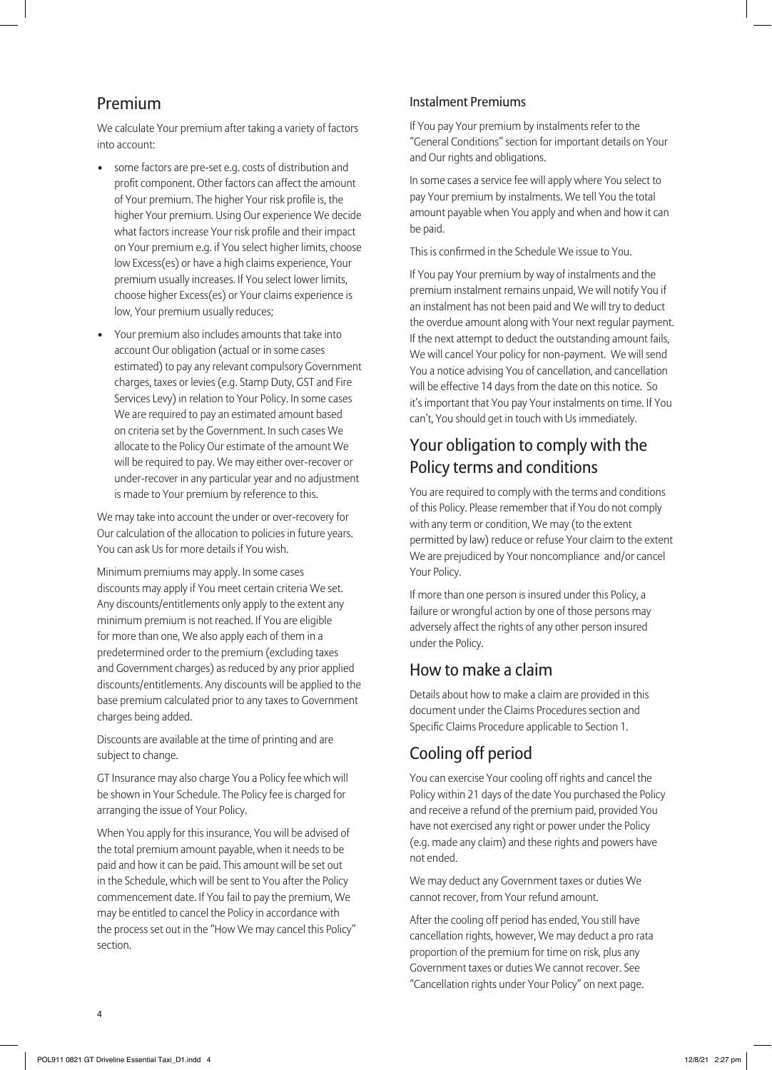## Premium

We calculate Your premium after taking a variety of factors into account:

- some factors are pre-set e.g. costs of distribution and profit component. Other factors can affect the amount of Your premium. The higher Your risk profile is, the higher Your premium. Using Our experience We decide what factors increase Your risk profile and their impact on Your premium e.g. if You select higher limits, choose low Excess(es) or have a high claims experience, Your premium usually increases. If You select lower limits, choose higher Excess(es) or Your claims experience is low, Your premium usually reduces;
- Your premium also includes amounts that take into account Our obligation (actual or in some cases estimated) to pay any relevant compulsory Government charges, taxes or levies (e.g. Stamp Duty, GST and Fire Services Levy) in relation to Your Policy. In some cases We are required to pay an estimated amount based on criteria set by the Government. In such cases We allocate to the Policy Our estimate of the amount We will be required to pay. We may either over-recover or under-recover in any particular year and no adjustment is made to Your premium by reference to this.

We may take into account the under or over-recovery for Our calculation of the allocation to policies in future years. You can ask Us for more details if You wish.

Minimum premiums may apply. In some cases discounts may apply if You meet certain criteria We set. Any discounts/entitlements only apply to the extent any minimum premium is not reached. If You are eligible for more than one, We also apply each of them in a predetermined order to the premium (excluding taxes and Government charges) as reduced by any prior applied discounts/entitlements. Any discounts will be applied to the base premium calculated prior to any taxes to Government charges being added.

Discounts are available at the time of printing and are subject to change.

GT Insurance may also charge You a Policy fee which will be shown in Your Schedule. The Policy fee is charged for arranging the issue of Your Policy.

When You apply for this insurance, You will be advised of the total premium amount payable, when it needs to be paid and how it can be paid. This amount will be set out in the Schedule, which will be sent to You after the Policy commencement date. If You fail to pay the premium, We may be entitled to cancel the Policy in accordance with the process set out in the "How We may cancel this Policy" section.

### Instalment Premiums

If You pay Your premium by instalments refer to the "General Conditions" section for important details on Your and Our rights and obligations.

In some cases a service fee will apply where You select to pay Your premium by instalments. We tell You the total amount payable when You apply and when and how it can be paid.

This is confirmed in the Schedule We issue to You.

If You pay Your premium by way of instalments and the premium instalment remains unpaid, We will notify You if an instalment has not been paid and We will try to deduct the overdue amount along with Your next regular payment. If the next attempt to deduct the outstanding amount fails, We will cancel Your policy for non-payment. We will send You a notice advising You of cancellation, and cancellation will be effective 14 days from the date on this notice. So it's important that You pay Your instalments on time. If You can't, You should get in touch with Us immediately.

## Your obligation to comply with the Policy terms and conditions

You are required to comply with the terms and conditions of this Policy. Please remember that if You do not comply with any term or condition, We may (to the extent permitted by law) reduce or refuse Your claim to the extent We are prejudiced by Your noncompliance and/or cancel Your Policy.

If more than one person is insured under this Policy, a failure or wrongful action by one of those persons may adversely affect the rights of any other person insured under the Policy.

## How to make a claim

Details about how to make a claim are provided in this document under the Claims Procedures section and Specific Claims Procedure applicable to Section 1.

## Cooling off period

You can exercise Your cooling off rights and cancel the Policy within 21 days of the date You purchased the Policy and receive a refund of the premium paid, provided You have not exercised any right or power under the Policy (e.g. made any claim) and these rights and powers have not ended.

We may deduct any Government taxes or duties We cannot recover, from Your refund amount.

After the cooling off period has ended, You still have cancellation rights, however, We may deduct a pro rata proportion of the premium for time on risk, plus any Government taxes or duties We cannot recover. See "Cancellation rights under Your Policy" on next page.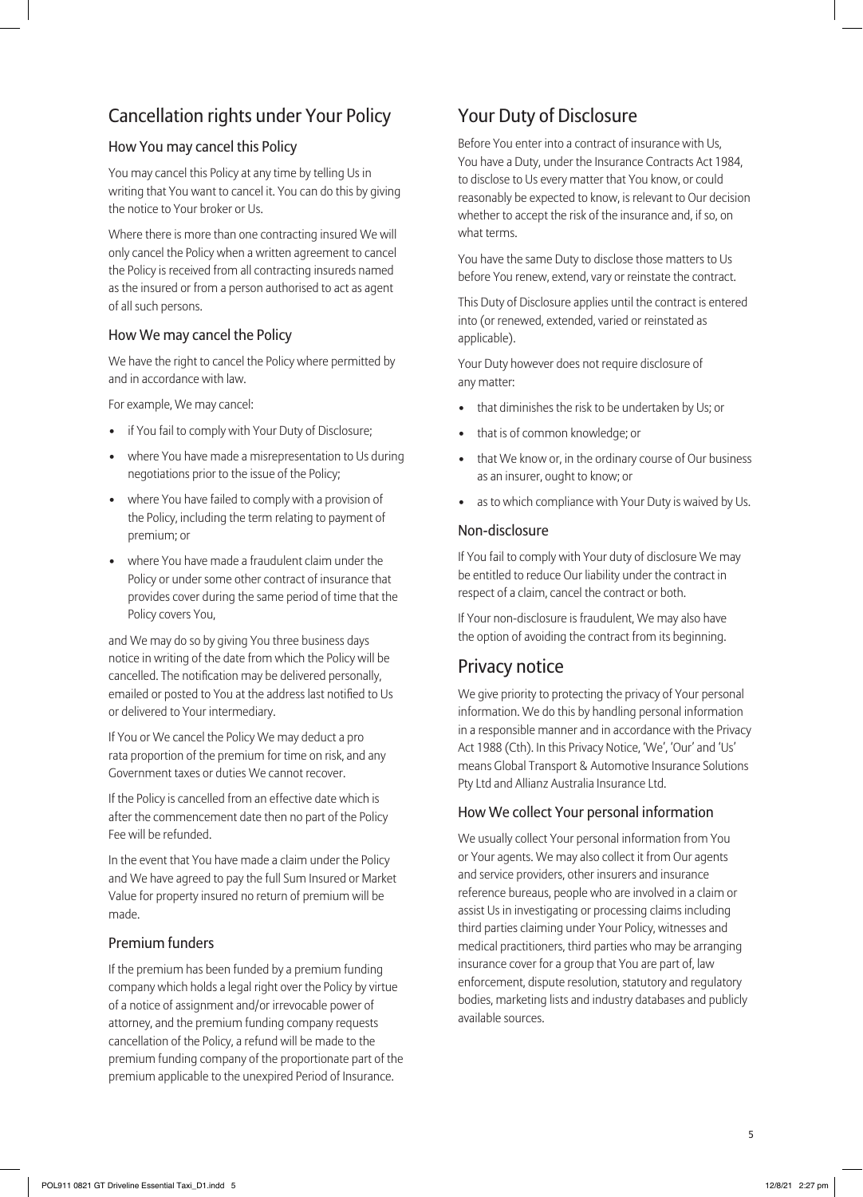## Cancellation rights under Your Policy

### How You may cancel this Policy

You may cancel this Policy at any time by telling Us in writing that You want to cancel it. You can do this by giving the notice to Your broker or Us.

Where there is more than one contracting insured We will only cancel the Policy when a written agreement to cancel the Policy is received from all contracting insureds named as the insured or from a person authorised to act as agent of all such persons.

### How We may cancel the Policy

We have the right to cancel the Policy where permitted by and in accordance with law.

For example, We may cancel:

- if You fail to comply with Your Duty of Disclosure;
- where You have made a misrepresentation to Us during negotiations prior to the issue of the Policy;
- where You have failed to comply with a provision of the Policy, including the term relating to payment of premium; or
- where You have made a fraudulent claim under the Policy or under some other contract of insurance that provides cover during the same period of time that the Policy covers You,

and We may do so by giving You three business days notice in writing of the date from which the Policy will be cancelled. The notification may be delivered personally, emailed or posted to You at the address last notified to Us or delivered to Your intermediary.

If You or We cancel the Policy We may deduct a pro rata proportion of the premium for time on risk, and any Government taxes or duties We cannot recover.

If the Policy is cancelled from an effective date which is after the commencement date then no part of the Policy Fee will be refunded.

In the event that You have made a claim under the Policy and We have agreed to pay the full Sum Insured or Market Value for property insured no return of premium will be made.

### Premium funders

If the premium has been funded by a premium funding company which holds a legal right over the Policy by virtue of a notice of assignment and/or irrevocable power of attorney, and the premium funding company requests cancellation of the Policy, a refund will be made to the premium funding company of the proportionate part of the premium applicable to the unexpired Period of Insurance.

## Your Duty of Disclosure

Before You enter into a contract of insurance with Us, You have a Duty, under the Insurance Contracts Act 1984, to disclose to Us every matter that You know, or could reasonably be expected to know, is relevant to Our decision whether to accept the risk of the insurance and, if so, on what terms.

You have the same Duty to disclose those matters to Us before You renew, extend, vary or reinstate the contract.

This Duty of Disclosure applies until the contract is entered into (or renewed, extended, varied or reinstated as applicable).

Your Duty however does not require disclosure of any matter:

- that diminishes the risk to be undertaken by Us; or
- that is of common knowledge; or
- that We know or, in the ordinary course of Our business as an insurer, ought to know; or
- as to which compliance with Your Duty is waived by Us.

### Non-disclosure

If You fail to comply with Your duty of disclosure We may be entitled to reduce Our liability under the contract in respect of a claim, cancel the contract or both.

If Your non-disclosure is fraudulent, We may also have the option of avoiding the contract from its beginning.

## Privacy notice

We give priority to protecting the privacy of Your personal information. We do this by handling personal information in a responsible manner and in accordance with the Privacy Act 1988 (Cth). In this Privacy Notice, 'We', 'Our' and 'Us' means Global Transport & Automotive Insurance Solutions Pty Ltd and Allianz Australia Insurance Ltd.

### How We collect Your personal information

We usually collect Your personal information from You or Your agents. We may also collect it from Our agents and service providers, other insurers and insurance reference bureaus, people who are involved in a claim or assist Us in investigating or processing claims including third parties claiming under Your Policy, witnesses and medical practitioners, third parties who may be arranging insurance cover for a group that You are part of, law enforcement, dispute resolution, statutory and regulatory bodies, marketing lists and industry databases and publicly available sources.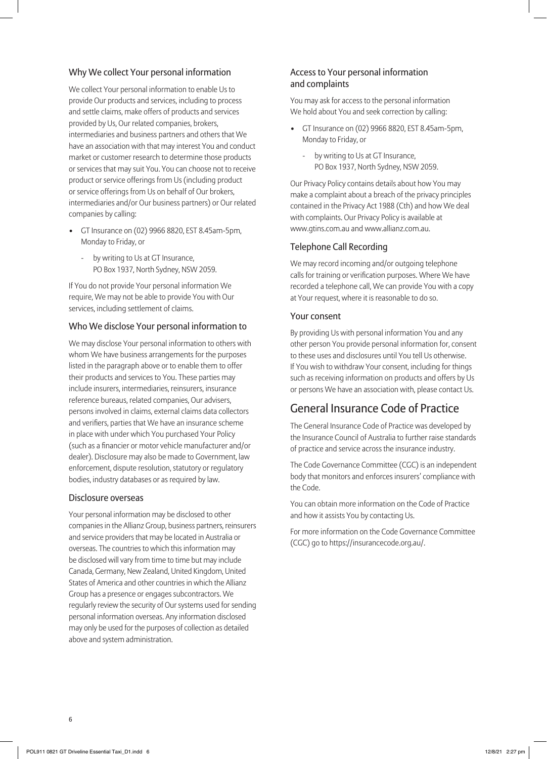### Why We collect Your personal information

We collect Your personal information to enable Us to provide Our products and services, including to process and settle claims, make offers of products and services provided by Us, Our related companies, brokers, intermediaries and business partners and others that We have an association with that may interest You and conduct market or customer research to determine those products or services that may suit You. You can choose not to receive product or service offerings from Us (including product or service offerings from Us on behalf of Our brokers, intermediaries and/or Our business partners) or Our related companies by calling:

- GT Insurance on (02) 9966 8820, EST 8.45am-5pm, Monday to Friday, or
  - by writing to Us at GT Insurance, PO Box 1937, North Sydney, NSW 2059.

If You do not provide Your personal information We require, We may not be able to provide You with Our services, including settlement of claims.

### Who We disclose Your personal information to

We may disclose Your personal information to others with whom We have business arrangements for the purposes listed in the paragraph above or to enable them to offer their products and services to You. These parties may include insurers, intermediaries, reinsurers, insurance reference bureaus, related companies, Our advisers, persons involved in claims, external claims data collectors and verifiers, parties that We have an insurance scheme in place with under which You purchased Your Policy (such as a financier or motor vehicle manufacturer and/or dealer). Disclosure may also be made to Government, law enforcement, dispute resolution, statutory or regulatory bodies, industry databases or as required by law.

### Disclosure overseas

Your personal information may be disclosed to other companies in the Allianz Group, business partners, reinsurers and service providers that may be located in Australia or overseas. The countries to which this information may be disclosed will vary from time to time but may include Canada, Germany, New Zealand, United Kingdom, United States of America and other countries in which the Allianz Group has a presence or engages subcontractors. We regularly review the security of Our systems used for sending personal information overseas. Any information disclosed may only be used for the purposes of collection as detailed above and system administration.

### Access to Your personal information and complaints

You may ask for access to the personal information We hold about You and seek correction by calling:

- GT Insurance on (02) 9966 8820, EST 8.45am-5pm, Monday to Friday, or
  - by writing to Us at GT Insurance, PO Box 1937, North Sydney, NSW 2059.

Our Privacy Policy contains details about how You may make a complaint about a breach of the privacy principles contained in the Privacy Act 1988 (Cth) and how We deal with complaints. Our Privacy Policy is available at www.gtins.com.au and www.allianz.com.au.

### Telephone Call Recording

We may record incoming and/or outgoing telephone calls for training or verification purposes. Where We have recorded a telephone call, We can provide You with a copy at Your request, where it is reasonable to do so.

### Your consent

By providing Us with personal information You and any other person You provide personal information for, consent to these uses and disclosures until You tell Us otherwise. If You wish to withdraw Your consent, including for things such as receiving information on products and offers by Us or persons We have an association with, please contact Us.

## General Insurance Code of Practice

The General Insurance Code of Practice was developed by the Insurance Council of Australia to further raise standards of practice and service across the insurance industry.

The Code Governance Committee (CGC) is an independent body that monitors and enforces insurers' compliance with the Code.

You can obtain more information on the Code of Practice and how it assists You by contacting Us.

For more information on the Code Governance Committee (CGC) go to https://insurancecode.org.au/.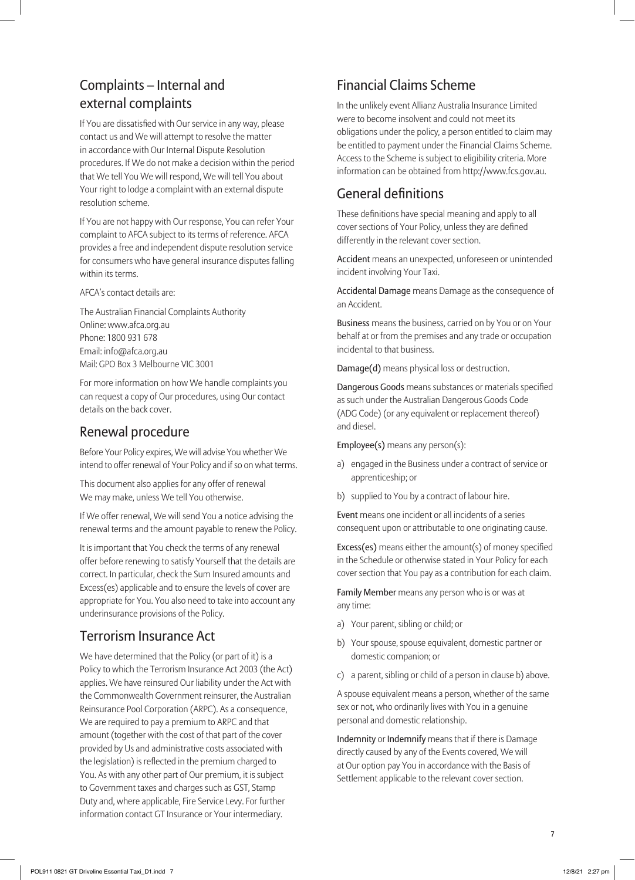## Complaints – Internal and external complaints

If You are dissatisfied with Our service in any way, please contact us and We will attempt to resolve the matter in accordance with Our Internal Dispute Resolution procedures. If We do not make a decision within the period that We tell You We will respond, We will tell You about Your right to lodge a complaint with an external dispute resolution scheme.

If You are not happy with Our response, You can refer Your complaint to AFCA subject to its terms of reference. AFCA provides a free and independent dispute resolution service for consumers who have general insurance disputes falling within its terms.

AFCA's contact details are:

The Australian Financial Complaints Authority
Online: www.afca.org.au
Phone: 1800 931 678
Email: info@afca.org.au
Mail: GPO Box 3 Melbourne VIC 3001

For more information on how We handle complaints you can request a copy of Our procedures, using Our contact details on the back cover.

## Renewal procedure

Before Your Policy expires, We will advise You whether We intend to offer renewal of Your Policy and if so on what terms.

This document also applies for any offer of renewal We may make, unless We tell You otherwise.

If We offer renewal, We will send You a notice advising the renewal terms and the amount payable to renew the Policy.

It is important that You check the terms of any renewal offer before renewing to satisfy Yourself that the details are correct. In particular, check the Sum Insured amounts and Excess(es) applicable and to ensure the levels of cover are appropriate for You. You also need to take into account any underinsurance provisions of the Policy.

## Terrorism Insurance Act

We have determined that the Policy (or part of it) is a Policy to which the Terrorism Insurance Act 2003 (the Act) applies. We have reinsured Our liability under the Act with the Commonwealth Government reinsurer, the Australian Reinsurance Pool Corporation (ARPC). As a consequence, We are required to pay a premium to ARPC and that amount (together with the cost of that part of the cover provided by Us and administrative costs associated with the legislation) is reflected in the premium charged to You. As with any other part of Our premium, it is subject to Government taxes and charges such as GST, Stamp Duty and, where applicable, Fire Service Levy. For further information contact GT Insurance or Your intermediary.

## Financial Claims Scheme

In the unlikely event Allianz Australia Insurance Limited were to become insolvent and could not meet its obligations under the policy, a person entitled to claim may be entitled to payment under the Financial Claims Scheme. Access to the Scheme is subject to eligibility criteria. More information can be obtained from http://www.fcs.gov.au.

## General definitions

These definitions have special meaning and apply to all cover sections of Your Policy, unless they are defined differently in the relevant cover section.

**Accident** means an unexpected, unforeseen or unintended incident involving Your Taxi.

**Accidental Damage** means Damage as the consequence of an Accident.

**Business** means the business, carried on by You or on Your behalf at or from the premises and any trade or occupation incidental to that business.

**Damage(d)** means physical loss or destruction.

**Dangerous Goods** means substances or materials specified as such under the Australian Dangerous Goods Code (ADG Code) (or any equivalent or replacement thereof) and diesel.

**Employee(s)** means any person(s):

a) engaged in the Business under a contract of service or apprenticeship; or
b) supplied to You by a contract of labour hire.

**Event** means one incident or all incidents of a series consequent upon or attributable to one originating cause.

**Excess(es)** means either the amount(s) of money specified in the Schedule or otherwise stated in Your Policy for each cover section that You pay as a contribution for each claim.

**Family Member** means any person who is or was at any time:

a) Your parent, sibling or child; or
b) Your spouse, spouse equivalent, domestic partner or domestic companion; or
c) a parent, sibling or child of a person in clause b) above.

A spouse equivalent means a person, whether of the same sex or not, who ordinarily lives with You in a genuine personal and domestic relationship.

**Indemnity** or **Indemnify** means that if there is Damage directly caused by any of the Events covered, We will at Our option pay You in accordance with the Basis of Settlement applicable to the relevant cover section.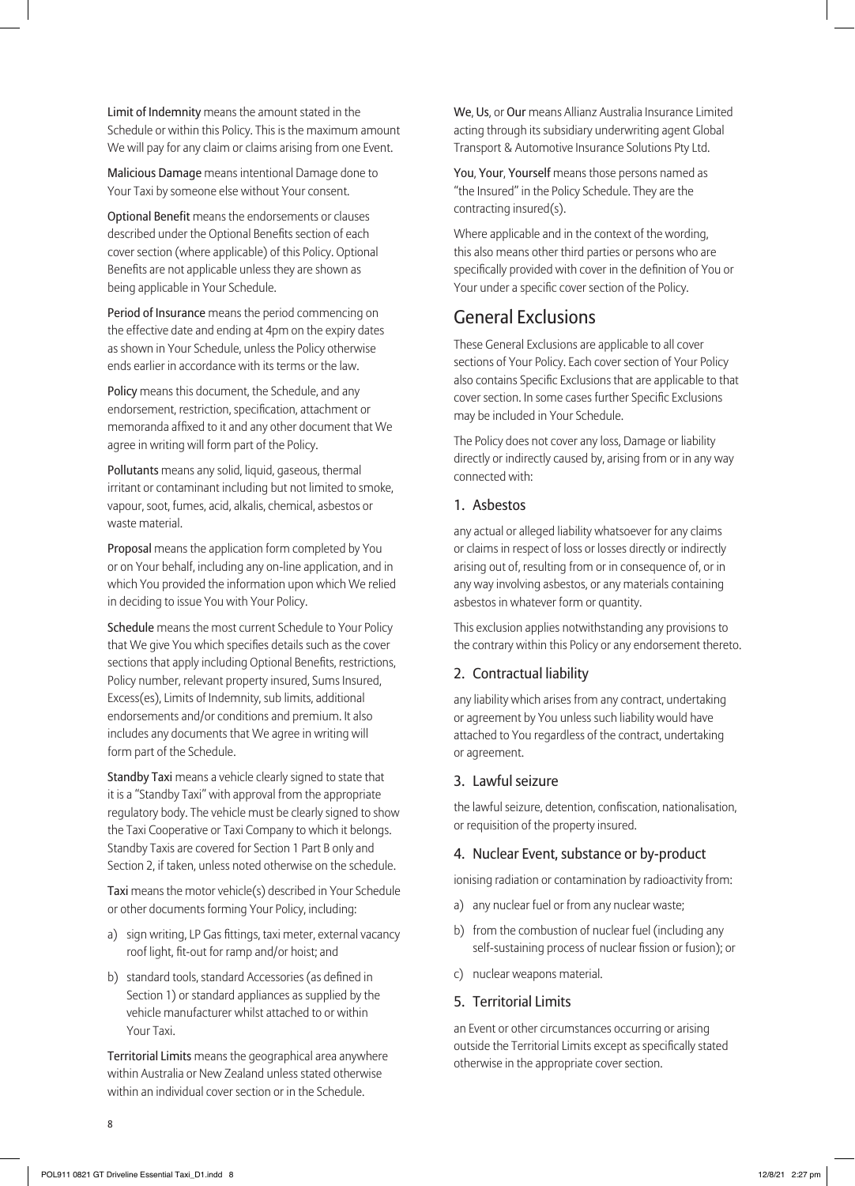**Limit of Indemnity** means the amount stated in the Schedule or within this Policy. This is the maximum amount We will pay for any claim or claims arising from one Event.

**Malicious Damage** means intentional Damage done to Your Taxi by someone else without Your consent.

**Optional Benefit** means the endorsements or clauses described under the Optional Benefits section of each cover section (where applicable) of this Policy. Optional Benefits are not applicable unless they are shown as being applicable in Your Schedule.

**Period of Insurance** means the period commencing on the effective date and ending at 4pm on the expiry dates as shown in Your Schedule, unless the Policy otherwise ends earlier in accordance with its terms or the law.

**Policy** means this document, the Schedule, and any endorsement, restriction, specification, attachment or memoranda affixed to it and any other document that We agree in writing will form part of the Policy.

**Pollutants** means any solid, liquid, gaseous, thermal irritant or contaminant including but not limited to smoke, vapour, soot, fumes, acid, alkalis, chemical, asbestos or waste material.

**Proposal** means the application form completed by You or on Your behalf, including any on-line application, and in which You provided the information upon which We relied in deciding to issue You with Your Policy.

**Schedule** means the most current Schedule to Your Policy that We give You which specifies details such as the cover sections that apply including Optional Benefits, restrictions, Policy number, relevant property insured, Sums Insured, Excess(es), Limits of Indemnity, sub limits, additional endorsements and/or conditions and premium. It also includes any documents that We agree in writing will form part of the Schedule.

**Standby Taxi** means a vehicle clearly signed to state that it is a "Standby Taxi" with approval from the appropriate regulatory body. The vehicle must be clearly signed to show the Taxi Cooperative or Taxi Company to which it belongs. Standby Taxis are covered for Section 1 Part B only and Section 2, if taken, unless noted otherwise on the schedule.

**Taxi** means the motor vehicle(s) described in Your Schedule or other documents forming Your Policy, including:

a) sign writing, LP Gas fittings, taxi meter, external vacancy roof light, fit-out for ramp and/or hoist; and
b) standard tools, standard Accessories (as defined in Section 1) or standard appliances as supplied by the vehicle manufacturer whilst attached to or within Your Taxi.

**Territorial Limits** means the geographical area anywhere within Australia or New Zealand unless stated otherwise within an individual cover section or in the Schedule.

**We**, **Us**, or **Our** means Allianz Australia Insurance Limited acting through its subsidiary underwriting agent Global Transport & Automotive Insurance Solutions Pty Ltd.

**You**, **Your**, **Yourself** means those persons named as "the Insured" in the Policy Schedule. They are the contracting insured(s).

Where applicable and in the context of the wording, this also means other third parties or persons who are specifically provided with cover in the definition of You or Your under a specific cover section of the Policy.

## General Exclusions

These General Exclusions are applicable to all cover sections of Your Policy. Each cover section of Your Policy also contains Specific Exclusions that are applicable to that cover section. In some cases further Specific Exclusions may be included in Your Schedule.

The Policy does not cover any loss, Damage or liability directly or indirectly caused by, arising from or in any way connected with:

### 1. Asbestos

any actual or alleged liability whatsoever for any claims or claims in respect of loss or losses directly or indirectly arising out of, resulting from or in consequence of, or in any way involving asbestos, or any materials containing asbestos in whatever form or quantity.

This exclusion applies notwithstanding any provisions to the contrary within this Policy or any endorsement thereto.

### 2. Contractual liability

any liability which arises from any contract, undertaking or agreement by You unless such liability would have attached to You regardless of the contract, undertaking or agreement.

### 3. Lawful seizure

the lawful seizure, detention, confiscation, nationalisation, or requisition of the property insured.

### 4. Nuclear Event, substance or by-product

ionising radiation or contamination by radioactivity from:

a) any nuclear fuel or from any nuclear waste;
b) from the combustion of nuclear fuel (including any self-sustaining process of nuclear fission or fusion); or
c) nuclear weapons material.

### 5. Territorial Limits

an Event or other circumstances occurring or arising outside the Territorial Limits except as specifically stated otherwise in the appropriate cover section.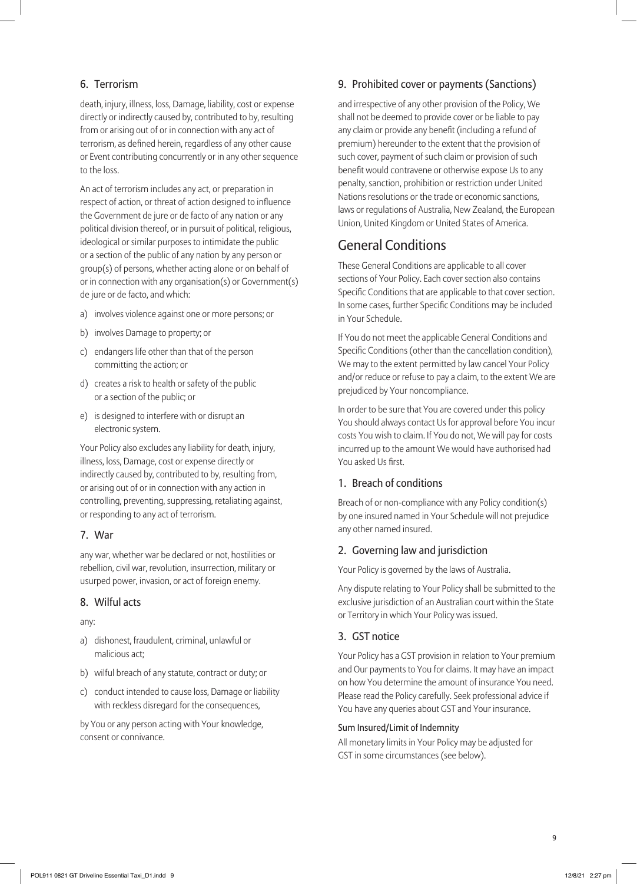### 6. Terrorism

death, injury, illness, loss, Damage, liability, cost or expense directly or indirectly caused by, contributed to by, resulting from or arising out of or in connection with any act of terrorism, as defined herein, regardless of any other cause or Event contributing concurrently or in any other sequence to the loss.

An act of terrorism includes any act, or preparation in respect of action, or threat of action designed to influence the Government de jure or de facto of any nation or any political division thereof, or in pursuit of political, religious, ideological or similar purposes to intimidate the public or a section of the public of any nation by any person or group(s) of persons, whether acting alone or on behalf of or in connection with any organisation(s) or Government(s) de jure or de facto, and which:

a) involves violence against one or more persons; or
b) involves Damage to property; or
c) endangers life other than that of the person committing the action; or
d) creates a risk to health or safety of the public or a section of the public; or
e) is designed to interfere with or disrupt an electronic system.

Your Policy also excludes any liability for death, injury, illness, loss, Damage, cost or expense directly or indirectly caused by, contributed to by, resulting from, or arising out of or in connection with any action in controlling, preventing, suppressing, retaliating against, or responding to any act of terrorism.

### 7. War

any war, whether war be declared or not, hostilities or rebellion, civil war, revolution, insurrection, military or usurped power, invasion, or act of foreign enemy.

### 8. Wilful acts

any:

a) dishonest, fraudulent, criminal, unlawful or malicious act;
b) wilful breach of any statute, contract or duty; or
c) conduct intended to cause loss, Damage or liability with reckless disregard for the consequences,

by You or any person acting with Your knowledge, consent or connivance.

### 9. Prohibited cover or payments (Sanctions)

and irrespective of any other provision of the Policy, We shall not be deemed to provide cover or be liable to pay any claim or provide any benefit (including a refund of premium) hereunder to the extent that the provision of such cover, payment of such claim or provision of such benefit would contravene or otherwise expose Us to any penalty, sanction, prohibition or restriction under United Nations resolutions or the trade or economic sanctions, laws or regulations of Australia, New Zealand, the European Union, United Kingdom or United States of America.

## General Conditions

These General Conditions are applicable to all cover sections of Your Policy. Each cover section also contains Specific Conditions that are applicable to that cover section. In some cases, further Specific Conditions may be included in Your Schedule.

If You do not meet the applicable General Conditions and Specific Conditions (other than the cancellation condition), We may to the extent permitted by law cancel Your Policy and/or reduce or refuse to pay a claim, to the extent We are prejudiced by Your noncompliance.

In order to be sure that You are covered under this policy You should always contact Us for approval before You incur costs You wish to claim. If You do not, We will pay for costs incurred up to the amount We would have authorised had You asked Us first.

### 1. Breach of conditions

Breach of or non-compliance with any Policy condition(s) by one insured named in Your Schedule will not prejudice any other named insured.

### 2. Governing law and jurisdiction

Your Policy is governed by the laws of Australia.

Any dispute relating to Your Policy shall be submitted to the exclusive jurisdiction of an Australian court within the State or Territory in which Your Policy was issued.

### 3. GST notice

Your Policy has a GST provision in relation to Your premium and Our payments to You for claims. It may have an impact on how You determine the amount of insurance You need. Please read the Policy carefully. Seek professional advice if You have any queries about GST and Your insurance.

#### Sum Insured/Limit of Indemnity

All monetary limits in Your Policy may be adjusted for GST in some circumstances (see below).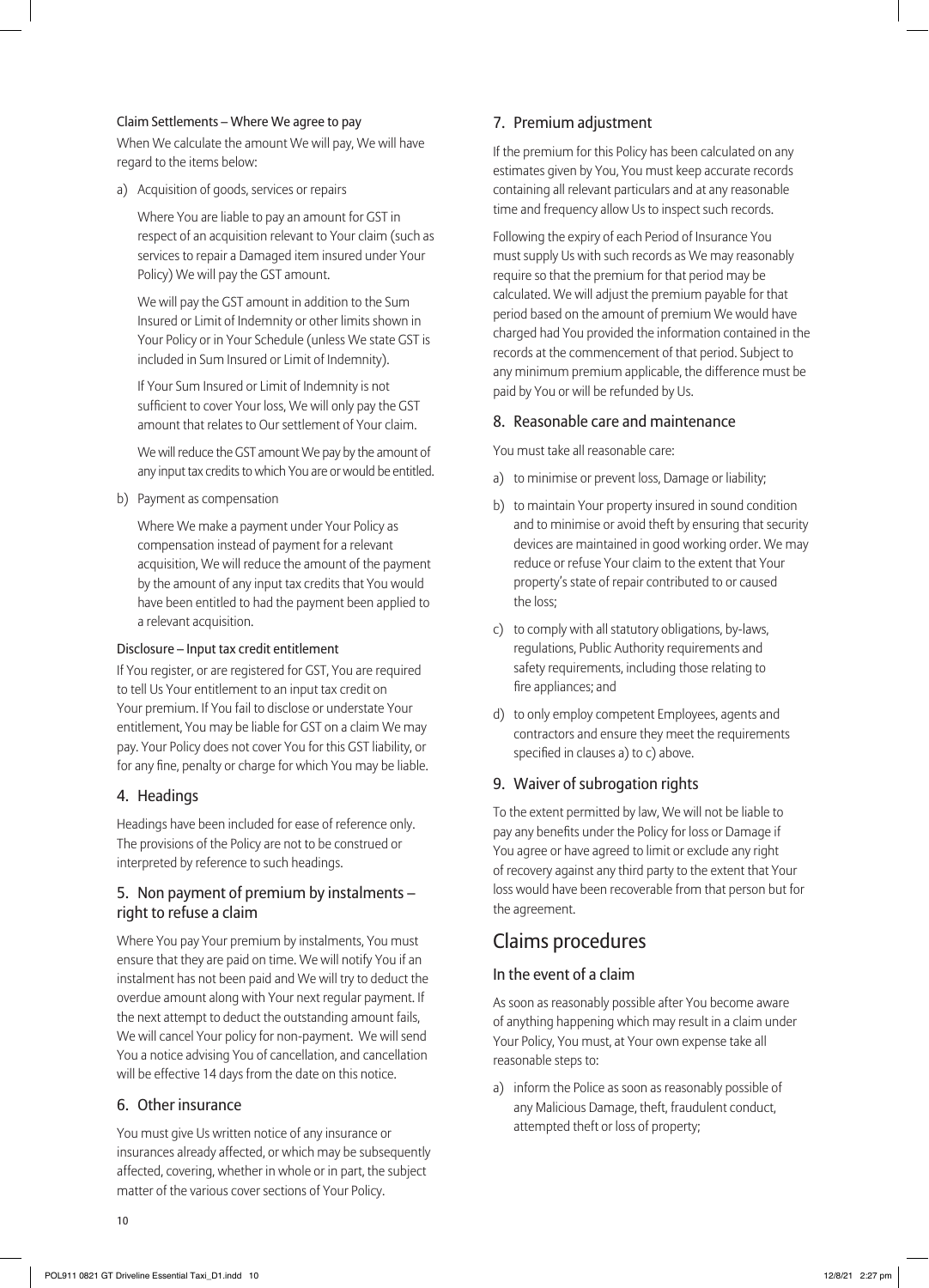#### Claim Settlements – Where We agree to pay

When We calculate the amount We will pay, We will have regard to the items below:

a) Acquisition of goods, services or repairs

   Where You are liable to pay an amount for GST in respect of an acquisition relevant to Your claim (such as services to repair a Damaged item insured under Your Policy) We will pay the GST amount.

   We will pay the GST amount in addition to the Sum Insured or Limit of Indemnity or other limits shown in Your Policy or in Your Schedule (unless We state GST is included in Sum Insured or Limit of Indemnity).

   If Your Sum Insured or Limit of Indemnity is not sufficient to cover Your loss, We will only pay the GST amount that relates to Our settlement of Your claim.

   We will reduce the GST amount We pay by the amount of any input tax credits to which You are or would be entitled.

b) Payment as compensation

   Where We make a payment under Your Policy as compensation instead of payment for a relevant acquisition, We will reduce the amount of the payment by the amount of any input tax credits that You would have been entitled to had the payment been applied to a relevant acquisition.

#### Disclosure – Input tax credit entitlement

If You register, or are registered for GST, You are required to tell Us Your entitlement to an input tax credit on Your premium. If You fail to disclose or understate Your entitlement, You may be liable for GST on a claim We may pay. Your Policy does not cover You for this GST liability, or for any fine, penalty or charge for which You may be liable.

### 4. Headings

Headings have been included for ease of reference only. The provisions of the Policy are not to be construed or interpreted by reference to such headings.

### 5. Non payment of premium by instalments – right to refuse a claim

Where You pay Your premium by instalments, You must ensure that they are paid on time. We will notify You if an instalment has not been paid and We will try to deduct the overdue amount along with Your next regular payment. If the next attempt to deduct the outstanding amount fails, We will cancel Your policy for non-payment. We will send You a notice advising You of cancellation, and cancellation will be effective 14 days from the date on this notice.

### 6. Other insurance

You must give Us written notice of any insurance or insurances already affected, or which may be subsequently affected, covering, whether in whole or in part, the subject matter of the various cover sections of Your Policy.

### 7. Premium adjustment

If the premium for this Policy has been calculated on any estimates given by You, You must keep accurate records containing all relevant particulars and at any reasonable time and frequency allow Us to inspect such records.

Following the expiry of each Period of Insurance You must supply Us with such records as We may reasonably require so that the premium for that period may be calculated. We will adjust the premium payable for that period based on the amount of premium We would have charged had You provided the information contained in the records at the commencement of that period. Subject to any minimum premium applicable, the difference must be paid by You or will be refunded by Us.

### 8. Reasonable care and maintenance

You must take all reasonable care:

a) to minimise or prevent loss, Damage or liability;
b) to maintain Your property insured in sound condition and to minimise or avoid theft by ensuring that security devices are maintained in good working order. We may reduce or refuse Your claim to the extent that Your property's state of repair contributed to or caused the loss;
c) to comply with all statutory obligations, by-laws, regulations, Public Authority requirements and safety requirements, including those relating to fire appliances; and
d) to only employ competent Employees, agents and contractors and ensure they meet the requirements specified in clauses a) to c) above.

### 9. Waiver of subrogation rights

To the extent permitted by law, We will not be liable to pay any benefits under the Policy for loss or Damage if You agree or have agreed to limit or exclude any right of recovery against any third party to the extent that Your loss would have been recoverable from that person but for the agreement.

## Claims procedures

### In the event of a claim

As soon as reasonably possible after You become aware of anything happening which may result in a claim under Your Policy, You must, at Your own expense take all reasonable steps to:

a) inform the Police as soon as reasonably possible of any Malicious Damage, theft, fraudulent conduct, attempted theft or loss of property;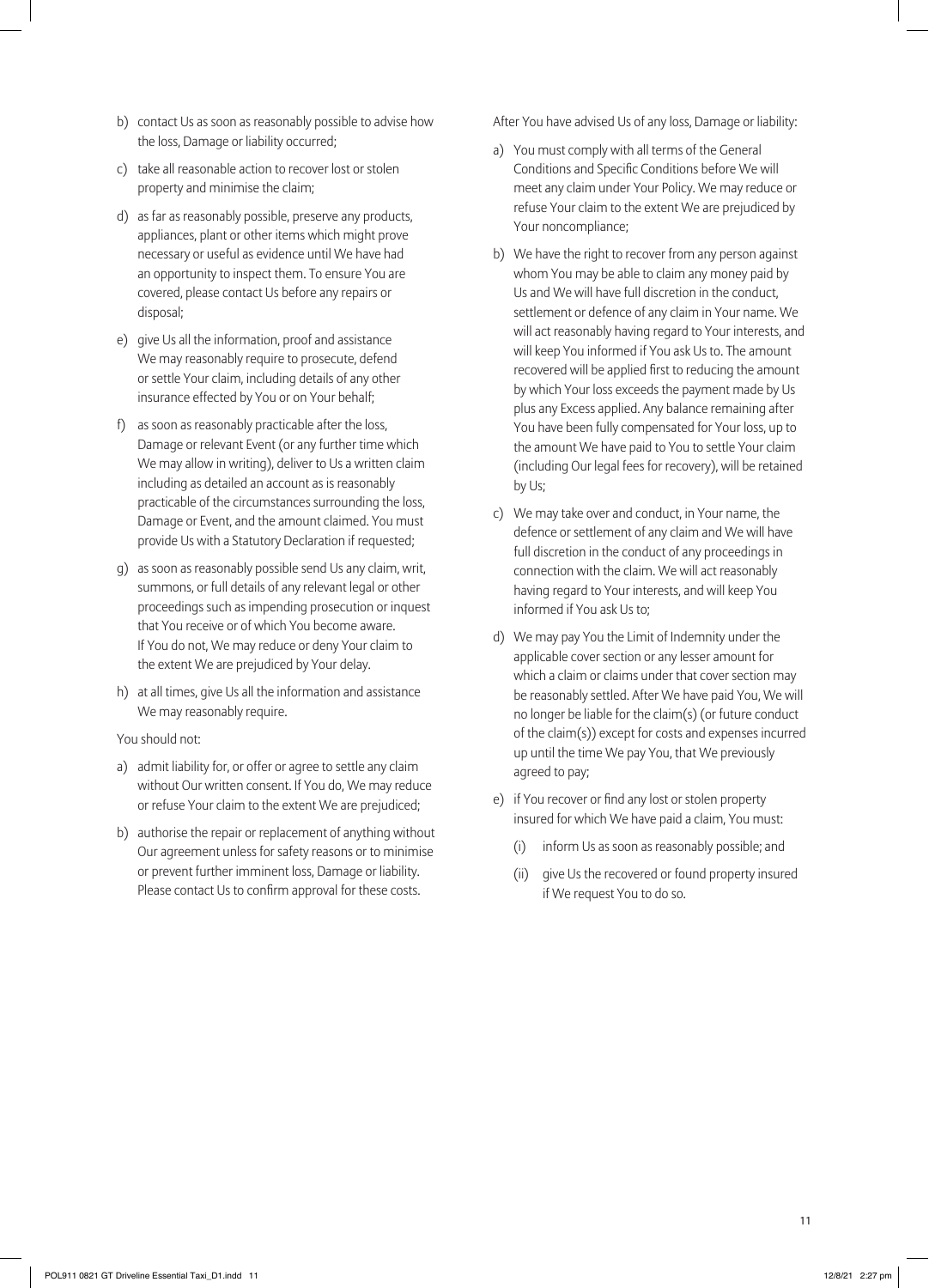b) contact Us as soon as reasonably possible to advise how the loss, Damage or liability occurred;

c) take all reasonable action to recover lost or stolen property and minimise the claim;

d) as far as reasonably possible, preserve any products, appliances, plant or other items which might prove necessary or useful as evidence until We have had an opportunity to inspect them. To ensure You are covered, please contact Us before any repairs or disposal;

e) give Us all the information, proof and assistance We may reasonably require to prosecute, defend or settle Your claim, including details of any other insurance effected by You or on Your behalf;

f) as soon as reasonably practicable after the loss, Damage or relevant Event (or any further time which We may allow in writing), deliver to Us a written claim including as detailed an account as is reasonably practicable of the circumstances surrounding the loss, Damage or Event, and the amount claimed. You must provide Us with a Statutory Declaration if requested;

g) as soon as reasonably possible send Us any claim, writ, summons, or full details of any relevant legal or other proceedings such as impending prosecution or inquest that You receive or of which You become aware. If You do not, We may reduce or deny Your claim to the extent We are prejudiced by Your delay.

h) at all times, give Us all the information and assistance We may reasonably require.

You should not:

a) admit liability for, or offer or agree to settle any claim without Our written consent. If You do, We may reduce or refuse Your claim to the extent We are prejudiced;

b) authorise the repair or replacement of anything without Our agreement unless for safety reasons or to minimise or prevent further imminent loss, Damage or liability. Please contact Us to confirm approval for these costs.

After You have advised Us of any loss, Damage or liability:

a) You must comply with all terms of the General Conditions and Specific Conditions before We will meet any claim under Your Policy. We may reduce or refuse Your claim to the extent We are prejudiced by Your noncompliance;

b) We have the right to recover from any person against whom You may be able to claim any money paid by Us and We will have full discretion in the conduct, settlement or defence of any claim in Your name. We will act reasonably having regard to Your interests, and will keep You informed if You ask Us to. The amount recovered will be applied first to reducing the amount by which Your loss exceeds the payment made by Us plus any Excess applied. Any balance remaining after You have been fully compensated for Your loss, up to the amount We have paid to You to settle Your claim (including Our legal fees for recovery), will be retained by Us;

c) We may take over and conduct, in Your name, the defence or settlement of any claim and We will have full discretion in the conduct of any proceedings in connection with the claim. We will act reasonably having regard to Your interests, and will keep You informed if You ask Us to;

d) We may pay You the Limit of Indemnity under the applicable cover section or any lesser amount for which a claim or claims under that cover section may be reasonably settled. After We have paid You, We will no longer be liable for the claim(s) (or future conduct of the claim(s)) except for costs and expenses incurred up until the time We pay You, that We previously agreed to pay;

e) if You recover or find any lost or stolen property insured for which We have paid a claim, You must:

   (i) inform Us as soon as reasonably possible; and

   (ii) give Us the recovered or found property insured if We request You to do so.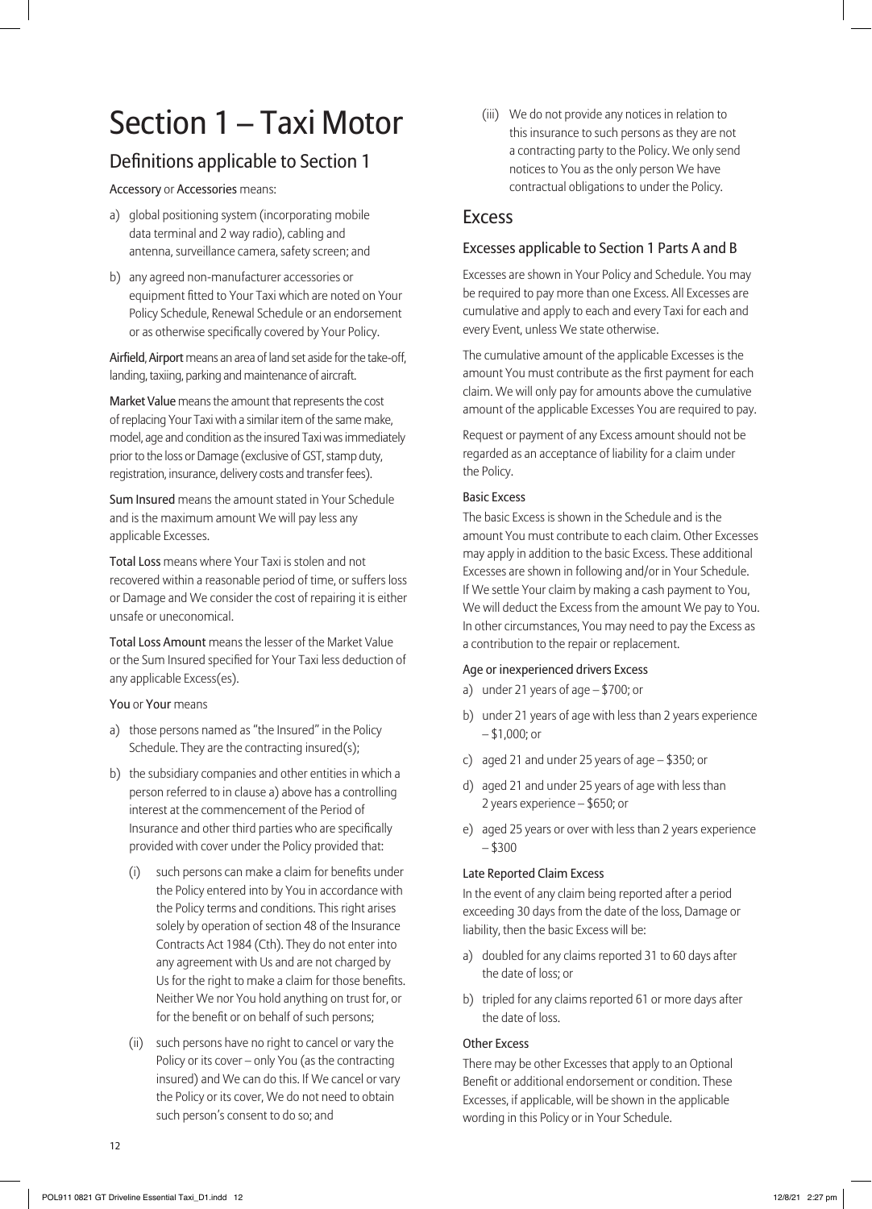# Section 1 – Taxi Motor

## Definitions applicable to Section 1

**Accessory** or **Accessories** means:

a) global positioning system (incorporating mobile data terminal and 2 way radio), cabling and antenna, surveillance camera, safety screen; and

b) any agreed non-manufacturer accessories or equipment fitted to Your Taxi which are noted on Your Policy Schedule, Renewal Schedule or an endorsement or as otherwise specifically covered by Your Policy.

**Airfield, Airport** means an area of land set aside for the take-off, landing, taxiing, parking and maintenance of aircraft.

**Market Value** means the amount that represents the cost of replacing Your Taxi with a similar item of the same make, model, age and condition as the insured Taxi was immediately prior to the loss or Damage (exclusive of GST, stamp duty, registration, insurance, delivery costs and transfer fees).

**Sum Insured** means the amount stated in Your Schedule and is the maximum amount We will pay less any applicable Excesses.

**Total Loss** means where Your Taxi is stolen and not recovered within a reasonable period of time, or suffers loss or Damage and We consider the cost of repairing it is either unsafe or uneconomical.

**Total Loss Amount** means the lesser of the Market Value or the Sum Insured specified for Your Taxi less deduction of any applicable Excess(es).

**You** or **Your** means

a) those persons named as "the Insured" in the Policy Schedule. They are the contracting insured(s);

b) the subsidiary companies and other entities in which a person referred to in clause a) above has a controlling interest at the commencement of the Period of Insurance and other third parties who are specifically provided with cover under the Policy provided that:

   (i) such persons can make a claim for benefits under the Policy entered into by You in accordance with the Policy terms and conditions. This right arises solely by operation of section 48 of the Insurance Contracts Act 1984 (Cth). They do not enter into any agreement with Us and are not charged by Us for the right to make a claim for those benefits. Neither We nor You hold anything on trust for, or for the benefit or on behalf of such persons;

   (ii) such persons have no right to cancel or vary the Policy or its cover – only You (as the contracting insured) and We can do this. If We cancel or vary the Policy or its cover, We do not need to obtain such person's consent to do so; and

   (iii) We do not provide any notices in relation to this insurance to such persons as they are not a contracting party to the Policy. We only send notices to You as the only person We have contractual obligations to under the Policy.

## Excess

### Excesses applicable to Section 1 Parts A and B

Excesses are shown in Your Policy and Schedule. You may be required to pay more than one Excess. All Excesses are cumulative and apply to each and every Taxi for each and every Event, unless We state otherwise.

The cumulative amount of the applicable Excesses is the amount You must contribute as the first payment for each claim. We will only pay for amounts above the cumulative amount of the applicable Excesses You are required to pay.

Request or payment of any Excess amount should not be regarded as an acceptance of liability for a claim under the Policy.

#### Basic Excess

The basic Excess is shown in the Schedule and is the amount You must contribute to each claim. Other Excesses may apply in addition to the basic Excess. These additional Excesses are shown in following and/or in Your Schedule. If We settle Your claim by making a cash payment to You, We will deduct the Excess from the amount We pay to You. In other circumstances, You may need to pay the Excess as a contribution to the repair or replacement.

#### Age or inexperienced drivers Excess

a) under 21 years of age – $700; or

b) under 21 years of age with less than 2 years experience – $1,000; or

c) aged 21 and under 25 years of age – $350; or

d) aged 21 and under 25 years of age with less than 2 years experience – $650; or

e) aged 25 years or over with less than 2 years experience – $300

#### Late Reported Claim Excess

In the event of any claim being reported after a period exceeding 30 days from the date of the loss, Damage or liability, then the basic Excess will be:

a) doubled for any claims reported 31 to 60 days after the date of loss; or

b) tripled for any claims reported 61 or more days after the date of loss.

#### Other Excess

There may be other Excesses that apply to an Optional Benefit or additional endorsement or condition. These Excesses, if applicable, will be shown in the applicable wording in this Policy or in Your Schedule.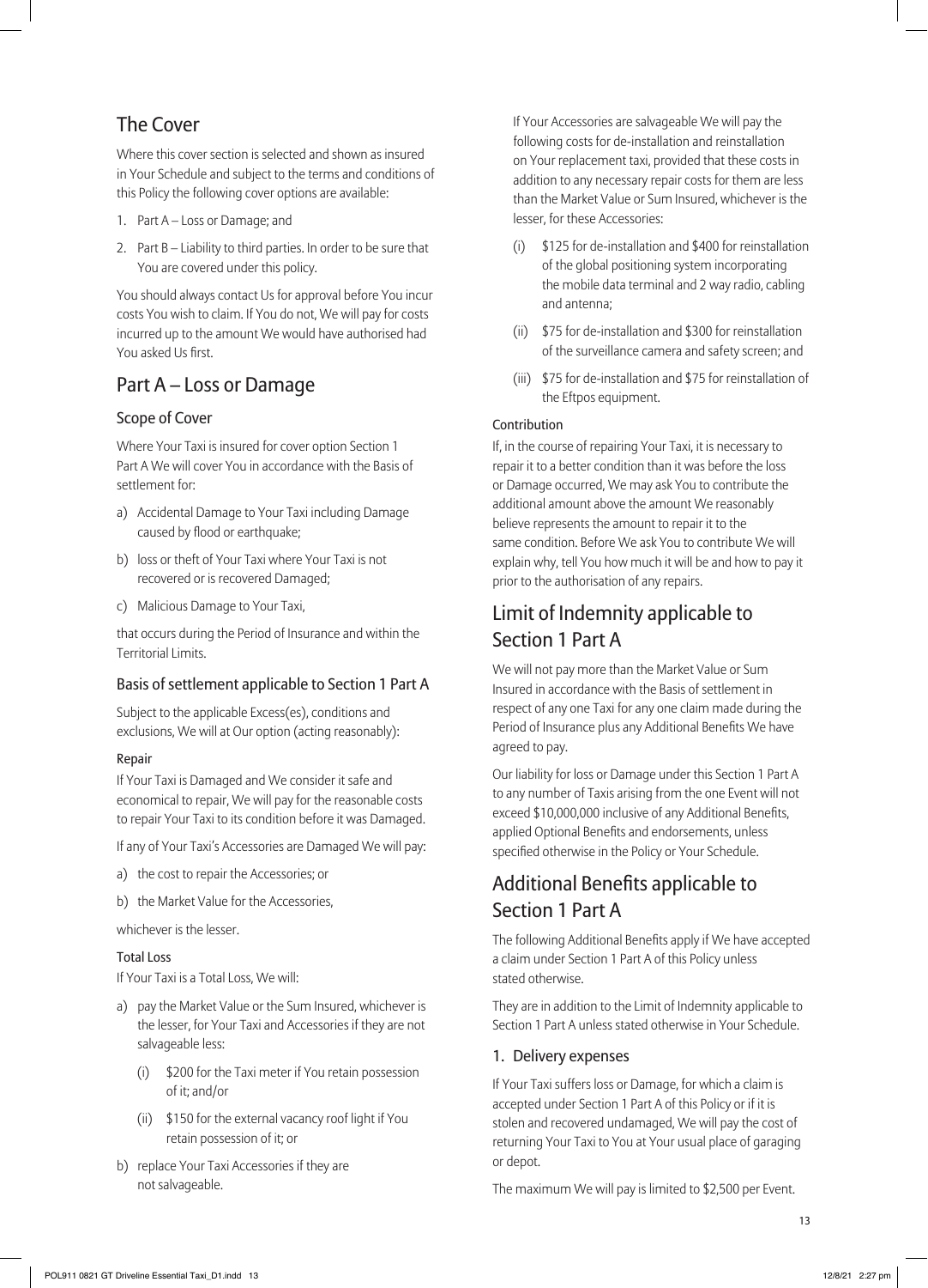## The Cover

Where this cover section is selected and shown as insured in Your Schedule and subject to the terms and conditions of this Policy the following cover options are available:

1. Part A – Loss or Damage; and
2. Part B – Liability to third parties. In order to be sure that You are covered under this policy.

You should always contact Us for approval before You incur costs You wish to claim. If You do not, We will pay for costs incurred up to the amount We would have authorised had You asked Us first.

## Part A – Loss or Damage

### Scope of Cover

Where Your Taxi is insured for cover option Section 1 Part A We will cover You in accordance with the Basis of settlement for:

a) Accidental Damage to Your Taxi including Damage caused by flood or earthquake;

b) loss or theft of Your Taxi where Your Taxi is not recovered or is recovered Damaged;

c) Malicious Damage to Your Taxi,

that occurs during the Period of Insurance and within the Territorial Limits.

### Basis of settlement applicable to Section 1 Part A

Subject to the applicable Excess(es), conditions and exclusions, We will at Our option (acting reasonably):

#### Repair

If Your Taxi is Damaged and We consider it safe and economical to repair, We will pay for the reasonable costs to repair Your Taxi to its condition before it was Damaged.

If any of Your Taxi's Accessories are Damaged We will pay:

a) the cost to repair the Accessories; or

b) the Market Value for the Accessories,

whichever is the lesser.

#### Total Loss

If Your Taxi is a Total Loss, We will:

a) pay the Market Value or the Sum Insured, whichever is the lesser, for Your Taxi and Accessories if they are not salvageable less:

   (i) $200 for the Taxi meter if You retain possession of it; and/or

   (ii) $150 for the external vacancy roof light if You retain possession of it; or

b) replace Your Taxi Accessories if they are not salvageable.

If Your Accessories are salvageable We will pay the following costs for de-installation and reinstallation on Your replacement taxi, provided that these costs in addition to any necessary repair costs for them are less than the Market Value or Sum Insured, whichever is the lesser, for these Accessories:

(i) $125 for de-installation and $400 for reinstallation of the global positioning system incorporating the mobile data terminal and 2 way radio, cabling and antenna;

(ii) $75 for de-installation and $300 for reinstallation of the surveillance camera and safety screen; and

(iii) $75 for de-installation and $75 for reinstallation of the Eftpos equipment.

#### Contribution

If, in the course of repairing Your Taxi, it is necessary to repair it to a better condition than it was before the loss or Damage occurred, We may ask You to contribute the additional amount above the amount We reasonably believe represents the amount to repair it to the same condition. Before We ask You to contribute We will explain why, tell You how much it will be and how to pay it prior to the authorisation of any repairs.

## Limit of Indemnity applicable to Section 1 Part A

We will not pay more than the Market Value or Sum Insured in accordance with the Basis of settlement in respect of any one Taxi for any one claim made during the Period of Insurance plus any Additional Benefits We have agreed to pay.

Our liability for loss or Damage under this Section 1 Part A to any number of Taxis arising from the one Event will not exceed $10,000,000 inclusive of any Additional Benefits, applied Optional Benefits and endorsements, unless specified otherwise in the Policy or Your Schedule.

## Additional Benefits applicable to Section 1 Part A

The following Additional Benefits apply if We have accepted a claim under Section 1 Part A of this Policy unless stated otherwise.

They are in addition to the Limit of Indemnity applicable to Section 1 Part A unless stated otherwise in Your Schedule.

### 1. Delivery expenses

If Your Taxi suffers loss or Damage, for which a claim is accepted under Section 1 Part A of this Policy or if it is stolen and recovered undamaged, We will pay the cost of returning Your Taxi to You at Your usual place of garaging or depot.

The maximum We will pay is limited to $2,500 per Event.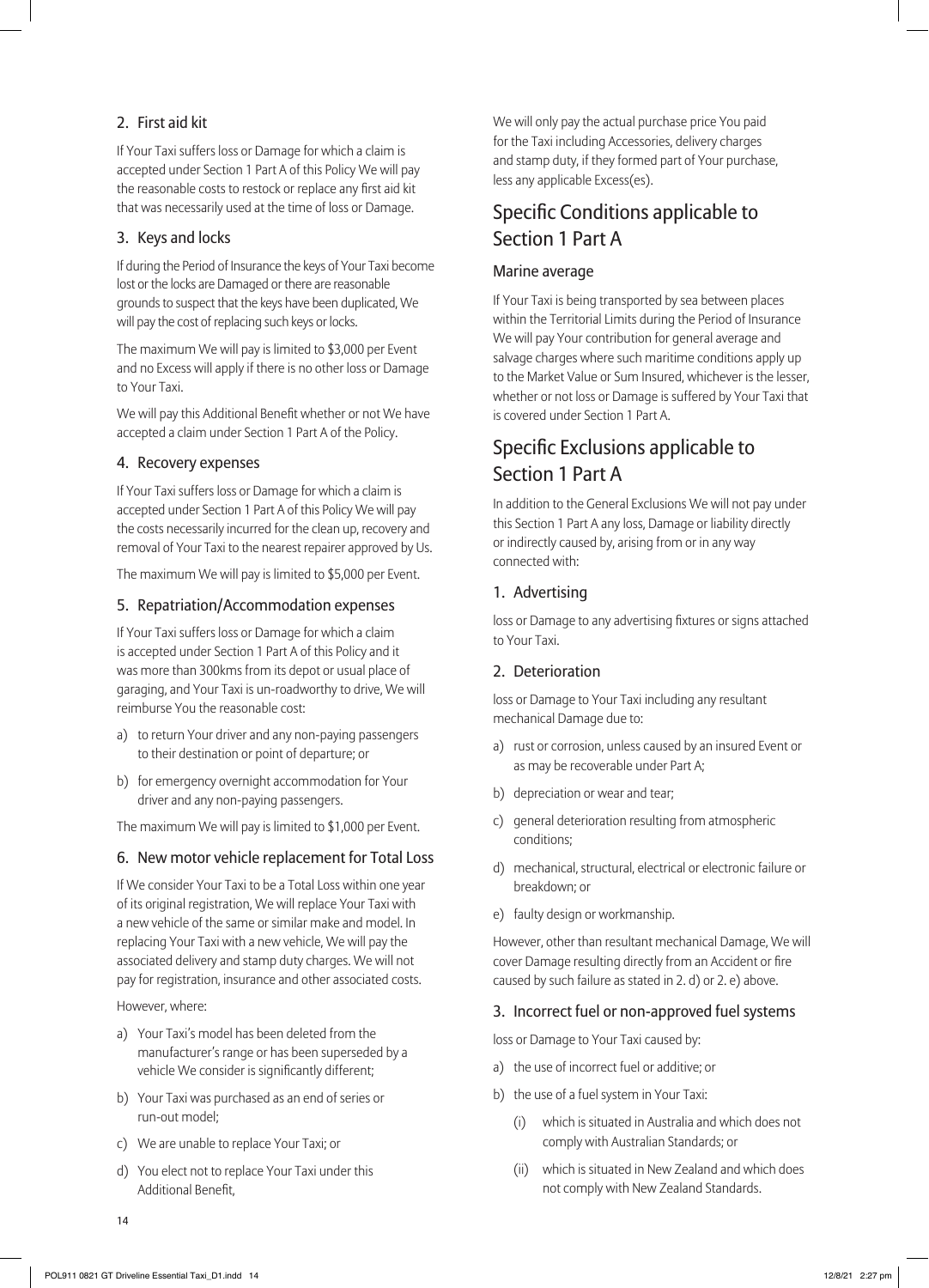### 2. First aid kit

If Your Taxi suffers loss or Damage for which a claim is accepted under Section 1 Part A of this Policy We will pay the reasonable costs to restock or replace any first aid kit that was necessarily used at the time of loss or Damage.

### 3. Keys and locks

If during the Period of Insurance the keys of Your Taxi become lost or the locks are Damaged or there are reasonable grounds to suspect that the keys have been duplicated, We will pay the cost of replacing such keys or locks.

The maximum We will pay is limited to $3,000 per Event and no Excess will apply if there is no other loss or Damage to Your Taxi.

We will pay this Additional Benefit whether or not We have accepted a claim under Section 1 Part A of the Policy.

### 4. Recovery expenses

If Your Taxi suffers loss or Damage for which a claim is accepted under Section 1 Part A of this Policy We will pay the costs necessarily incurred for the clean up, recovery and removal of Your Taxi to the nearest repairer approved by Us.

The maximum We will pay is limited to $5,000 per Event.

### 5. Repatriation/Accommodation expenses

If Your Taxi suffers loss or Damage for which a claim is accepted under Section 1 Part A of this Policy and it was more than 300kms from its depot or usual place of garaging, and Your Taxi is un-roadworthy to drive, We will reimburse You the reasonable cost:

a) to return Your driver and any non-paying passengers to their destination or point of departure; or

b) for emergency overnight accommodation for Your driver and any non-paying passengers.

The maximum We will pay is limited to $1,000 per Event.

### 6. New motor vehicle replacement for Total Loss

If We consider Your Taxi to be a Total Loss within one year of its original registration, We will replace Your Taxi with a new vehicle of the same or similar make and model. In replacing Your Taxi with a new vehicle, We will pay the associated delivery and stamp duty charges. We will not pay for registration, insurance and other associated costs.

However, where:

a) Your Taxi's model has been deleted from the manufacturer's range or has been superseded by a vehicle We consider is significantly different;

b) Your Taxi was purchased as an end of series or run-out model;

c) We are unable to replace Your Taxi; or

d) You elect not to replace Your Taxi under this Additional Benefit,

We will only pay the actual purchase price You paid for the Taxi including Accessories, delivery charges and stamp duty, if they formed part of Your purchase, less any applicable Excess(es).

## Specific Conditions applicable to Section 1 Part A

### Marine average

If Your Taxi is being transported by sea between places within the Territorial Limits during the Period of Insurance We will pay Your contribution for general average and salvage charges where such maritime conditions apply up to the Market Value or Sum Insured, whichever is the lesser, whether or not loss or Damage is suffered by Your Taxi that is covered under Section 1 Part A.

## Specific Exclusions applicable to Section 1 Part A

In addition to the General Exclusions We will not pay under this Section 1 Part A any loss, Damage or liability directly or indirectly caused by, arising from or in any way connected with:

### 1. Advertising

loss or Damage to any advertising fixtures or signs attached to Your Taxi.

### 2. Deterioration

loss or Damage to Your Taxi including any resultant mechanical Damage due to:

a) rust or corrosion, unless caused by an insured Event or as may be recoverable under Part A;

b) depreciation or wear and tear;

c) general deterioration resulting from atmospheric conditions;

d) mechanical, structural, electrical or electronic failure or breakdown; or

e) faulty design or workmanship.

However, other than resultant mechanical Damage, We will cover Damage resulting directly from an Accident or fire caused by such failure as stated in 2. d) or 2. e) above.

### 3. Incorrect fuel or non-approved fuel systems

loss or Damage to Your Taxi caused by:

a) the use of incorrect fuel or additive; or

b) the use of a fuel system in Your Taxi:

 (i) which is situated in Australia and which does not comply with Australian Standards; or

 (ii) which is situated in New Zealand and which does not comply with New Zealand Standards.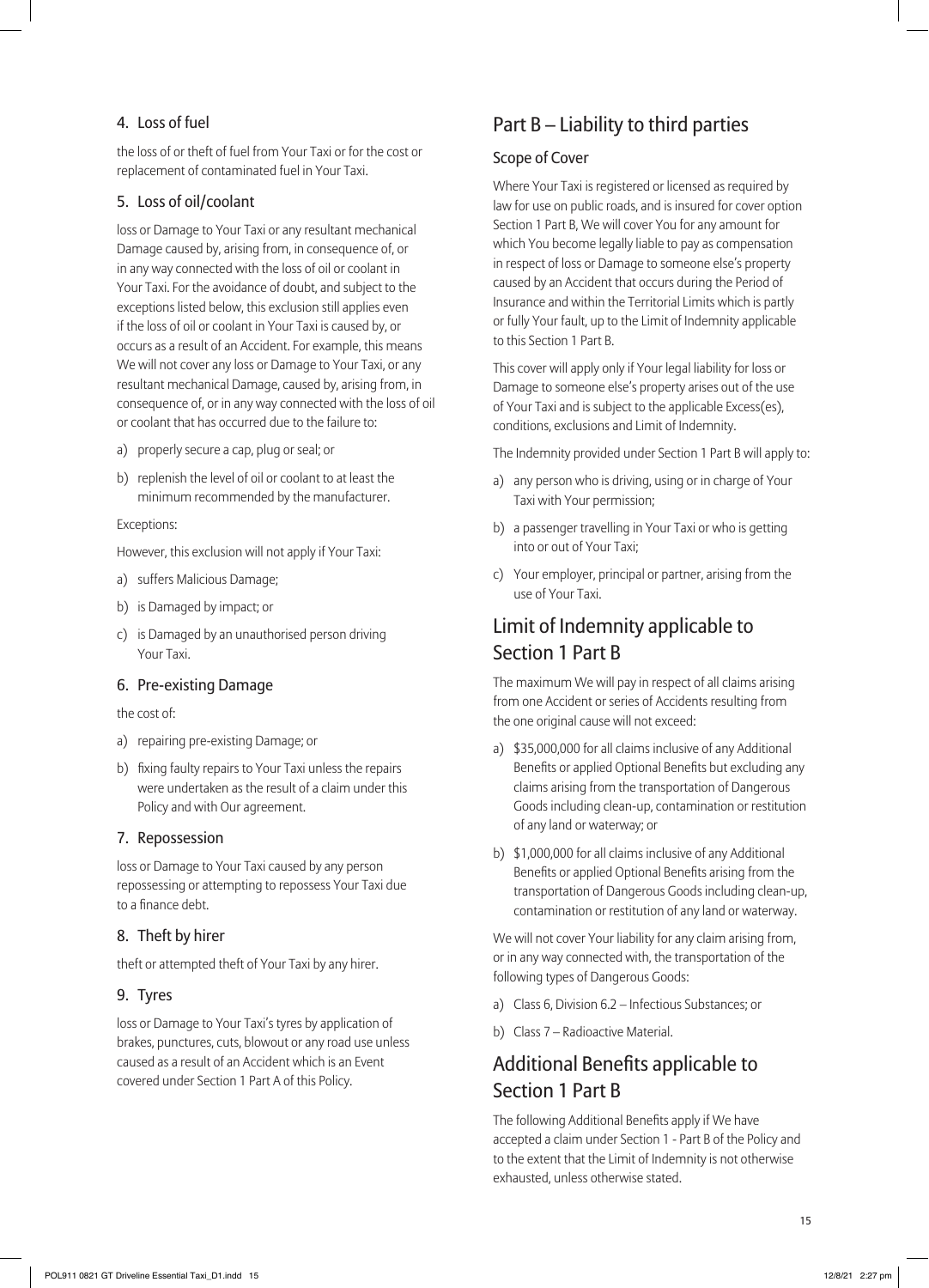### 4. Loss of fuel

the loss of or theft of fuel from Your Taxi or for the cost or replacement of contaminated fuel in Your Taxi.

### 5. Loss of oil/coolant

loss or Damage to Your Taxi or any resultant mechanical Damage caused by, arising from, in consequence of, or in any way connected with the loss of oil or coolant in Your Taxi. For the avoidance of doubt, and subject to the exceptions listed below, this exclusion still applies even if the loss of oil or coolant in Your Taxi is caused by, or occurs as a result of an Accident. For example, this means We will not cover any loss or Damage to Your Taxi, or any resultant mechanical Damage, caused by, arising from, in consequence of, or in any way connected with the loss of oil or coolant that has occurred due to the failure to:

a) properly secure a cap, plug or seal; or
b) replenish the level of oil or coolant to at least the minimum recommended by the manufacturer.

Exceptions:

However, this exclusion will not apply if Your Taxi:

a) suffers Malicious Damage;
b) is Damaged by impact; or
c) is Damaged by an unauthorised person driving Your Taxi.

### 6. Pre-existing Damage

the cost of:

a) repairing pre-existing Damage; or
b) fixing faulty repairs to Your Taxi unless the repairs were undertaken as the result of a claim under this Policy and with Our agreement.

### 7. Repossession

loss or Damage to Your Taxi caused by any person repossessing or attempting to repossess Your Taxi due to a finance debt.

### 8. Theft by hirer

theft or attempted theft of Your Taxi by any hirer.

### 9. Tyres

loss or Damage to Your Taxi's tyres by application of brakes, punctures, cuts, blowout or any road use unless caused as a result of an Accident which is an Event covered under Section 1 Part A of this Policy.

## Part B – Liability to third parties

### Scope of Cover

Where Your Taxi is registered or licensed as required by law for use on public roads, and is insured for cover option Section 1 Part B, We will cover You for any amount for which You become legally liable to pay as compensation in respect of loss or Damage to someone else's property caused by an Accident that occurs during the Period of Insurance and within the Territorial Limits which is partly or fully Your fault, up to the Limit of Indemnity applicable to this Section 1 Part B.

This cover will apply only if Your legal liability for loss or Damage to someone else's property arises out of the use of Your Taxi and is subject to the applicable Excess(es), conditions, exclusions and Limit of Indemnity.

The Indemnity provided under Section 1 Part B will apply to:

a) any person who is driving, using or in charge of Your Taxi with Your permission;
b) a passenger travelling in Your Taxi or who is getting into or out of Your Taxi;
c) Your employer, principal or partner, arising from the use of Your Taxi.

## Limit of Indemnity applicable to Section 1 Part B

The maximum We will pay in respect of all claims arising from one Accident or series of Accidents resulting from the one original cause will not exceed:

a) $35,000,000 for all claims inclusive of any Additional Benefits or applied Optional Benefits but excluding any claims arising from the transportation of Dangerous Goods including clean-up, contamination or restitution of any land or waterway; or
b) $1,000,000 for all claims inclusive of any Additional Benefits or applied Optional Benefits arising from the transportation of Dangerous Goods including clean-up, contamination or restitution of any land or waterway.

We will not cover Your liability for any claim arising from, or in any way connected with, the transportation of the following types of Dangerous Goods:

a) Class 6, Division 6.2 – Infectious Substances; or
b) Class 7 – Radioactive Material.

## Additional Benefits applicable to Section 1 Part B

The following Additional Benefits apply if We have accepted a claim under Section 1 - Part B of the Policy and to the extent that the Limit of Indemnity is not otherwise exhausted, unless otherwise stated.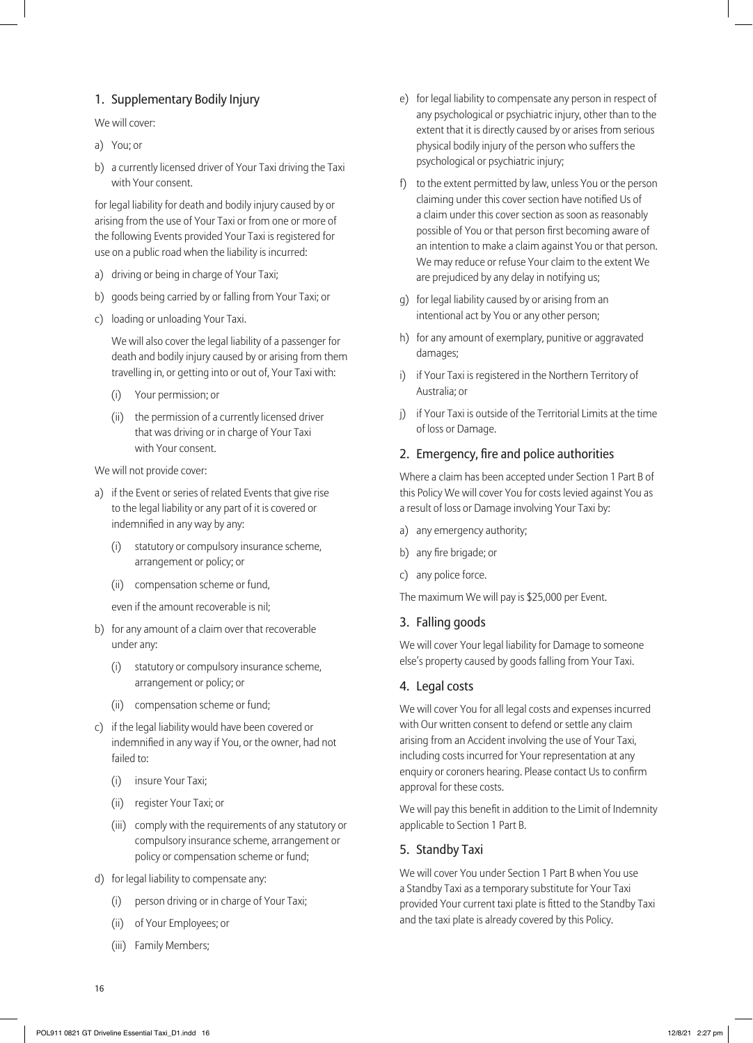## 1. Supplementary Bodily Injury

We will cover:

a) You; or

b) a currently licensed driver of Your Taxi driving the Taxi with Your consent.

for legal liability for death and bodily injury caused by or arising from the use of Your Taxi or from one or more of the following Events provided Your Taxi is registered for use on a public road when the liability is incurred:

a) driving or being in charge of Your Taxi;

b) goods being carried by or falling from Your Taxi; or

c) loading or unloading Your Taxi.

We will also cover the legal liability of a passenger for death and bodily injury caused by or arising from them travelling in, or getting into or out of, Your Taxi with:

(i) Your permission; or

(ii) the permission of a currently licensed driver that was driving or in charge of Your Taxi with Your consent.

We will not provide cover:

a) if the Event or series of related Events that give rise to the legal liability or any part of it is covered or indemnified in any way by any:

  (i) statutory or compulsory insurance scheme, arrangement or policy; or

  (ii) compensation scheme or fund,

  even if the amount recoverable is nil;

b) for any amount of a claim over that recoverable under any:

  (i) statutory or compulsory insurance scheme, arrangement or policy; or

  (ii) compensation scheme or fund;

c) if the legal liability would have been covered or indemnified in any way if You, or the owner, had not failed to:

  (i) insure Your Taxi;

  (ii) register Your Taxi; or

  (iii) comply with the requirements of any statutory or compulsory insurance scheme, arrangement or policy or compensation scheme or fund;

d) for legal liability to compensate any:

  (i) person driving or in charge of Your Taxi;

  (ii) of Your Employees; or

  (iii) Family Members;

e) for legal liability to compensate any person in respect of any psychological or psychiatric injury, other than to the extent that it is directly caused by or arises from serious physical bodily injury of the person who suffers the psychological or psychiatric injury;

f) to the extent permitted by law, unless You or the person claiming under this cover section have notified Us of a claim under this cover section as soon as reasonably possible of You or that person first becoming aware of an intention to make a claim against You or that person. We may reduce or refuse Your claim to the extent We are prejudiced by any delay in notifying us;

g) for legal liability caused by or arising from an intentional act by You or any other person;

h) for any amount of exemplary, punitive or aggravated damages;

i) if Your Taxi is registered in the Northern Territory of Australia; or

j) if Your Taxi is outside of the Territorial Limits at the time of loss or Damage.

## 2. Emergency, fire and police authorities

Where a claim has been accepted under Section 1 Part B of this Policy We will cover You for costs levied against You as a result of loss or Damage involving Your Taxi by:

a) any emergency authority;

b) any fire brigade; or

c) any police force.

The maximum We will pay is $25,000 per Event.

## 3. Falling goods

We will cover Your legal liability for Damage to someone else's property caused by goods falling from Your Taxi.

## 4. Legal costs

We will cover You for all legal costs and expenses incurred with Our written consent to defend or settle any claim arising from an Accident involving the use of Your Taxi, including costs incurred for Your representation at any enquiry or coroners hearing. Please contact Us to confirm approval for these costs.

We will pay this benefit in addition to the Limit of Indemnity applicable to Section 1 Part B.

## 5. Standby Taxi

We will cover You under Section 1 Part B when You use a Standby Taxi as a temporary substitute for Your Taxi provided Your current taxi plate is fitted to the Standby Taxi and the taxi plate is already covered by this Policy.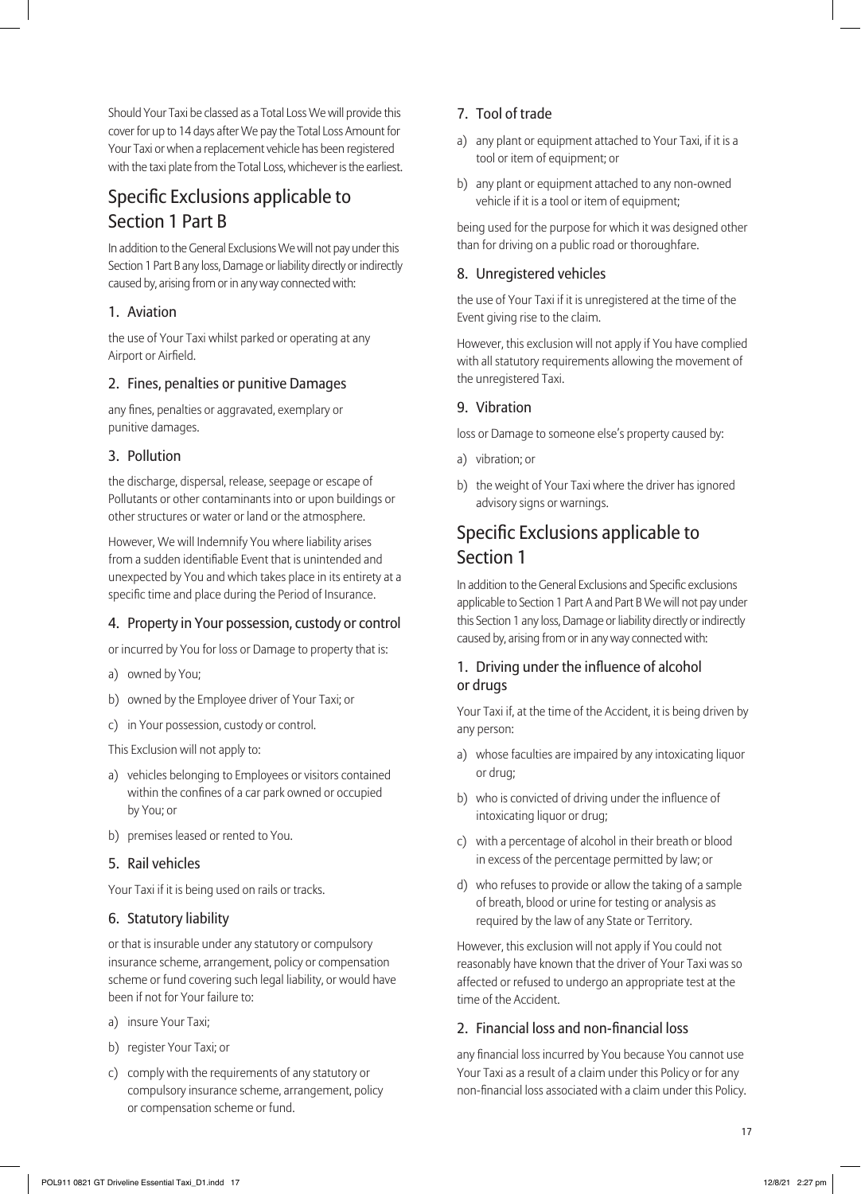Should Your Taxi be classed as a Total Loss We will provide this cover for up to 14 days after We pay the Total Loss Amount for Your Taxi or when a replacement vehicle has been registered with the taxi plate from the Total Loss, whichever is the earliest.

## Specific Exclusions applicable to Section 1 Part B

In addition to the General Exclusions We will not pay under this Section 1 Part B any loss, Damage or liability directly or indirectly caused by, arising from or in any way connected with:

### 1. Aviation

the use of Your Taxi whilst parked or operating at any Airport or Airfield.

### 2. Fines, penalties or punitive Damages

any fines, penalties or aggravated, exemplary or punitive damages.

### 3. Pollution

the discharge, dispersal, release, seepage or escape of Pollutants or other contaminants into or upon buildings or other structures or water or land or the atmosphere.

However, We will Indemnify You where liability arises from a sudden identifiable Event that is unintended and unexpected by You and which takes place in its entirety at a specific time and place during the Period of Insurance.

### 4. Property in Your possession, custody or control

or incurred by You for loss or Damage to property that is:

a) owned by You;

b) owned by the Employee driver of Your Taxi; or

c) in Your possession, custody or control.

This Exclusion will not apply to:

a) vehicles belonging to Employees or visitors contained within the confines of a car park owned or occupied by You; or

b) premises leased or rented to You.

### 5. Rail vehicles

Your Taxi if it is being used on rails or tracks.

### 6. Statutory liability

or that is insurable under any statutory or compulsory insurance scheme, arrangement, policy or compensation scheme or fund covering such legal liability, or would have been if not for Your failure to:

a) insure Your Taxi;

b) register Your Taxi; or

c) comply with the requirements of any statutory or compulsory insurance scheme, arrangement, policy or compensation scheme or fund.

### 7. Tool of trade

a) any plant or equipment attached to Your Taxi, if it is a tool or item of equipment; or

b) any plant or equipment attached to any non-owned vehicle if it is a tool or item of equipment;

being used for the purpose for which it was designed other than for driving on a public road or thoroughfare.

### 8. Unregistered vehicles

the use of Your Taxi if it is unregistered at the time of the Event giving rise to the claim.

However, this exclusion will not apply if You have complied with all statutory requirements allowing the movement of the unregistered Taxi.

### 9. Vibration

loss or Damage to someone else's property caused by:

a) vibration; or

b) the weight of Your Taxi where the driver has ignored advisory signs or warnings.

## Specific Exclusions applicable to Section 1

In addition to the General Exclusions and Specific exclusions applicable to Section 1 Part A and Part B We will not pay under this Section 1 any loss, Damage or liability directly or indirectly caused by, arising from or in any way connected with:

### 1. Driving under the influence of alcohol or drugs

Your Taxi if, at the time of the Accident, it is being driven by any person:

a) whose faculties are impaired by any intoxicating liquor or drug;

b) who is convicted of driving under the influence of intoxicating liquor or drug;

c) with a percentage of alcohol in their breath or blood in excess of the percentage permitted by law; or

d) who refuses to provide or allow the taking of a sample of breath, blood or urine for testing or analysis as required by the law of any State or Territory.

However, this exclusion will not apply if You could not reasonably have known that the driver of Your Taxi was so affected or refused to undergo an appropriate test at the time of the Accident.

### 2. Financial loss and non-financial loss

any financial loss incurred by You because You cannot use Your Taxi as a result of a claim under this Policy or for any non-financial loss associated with a claim under this Policy.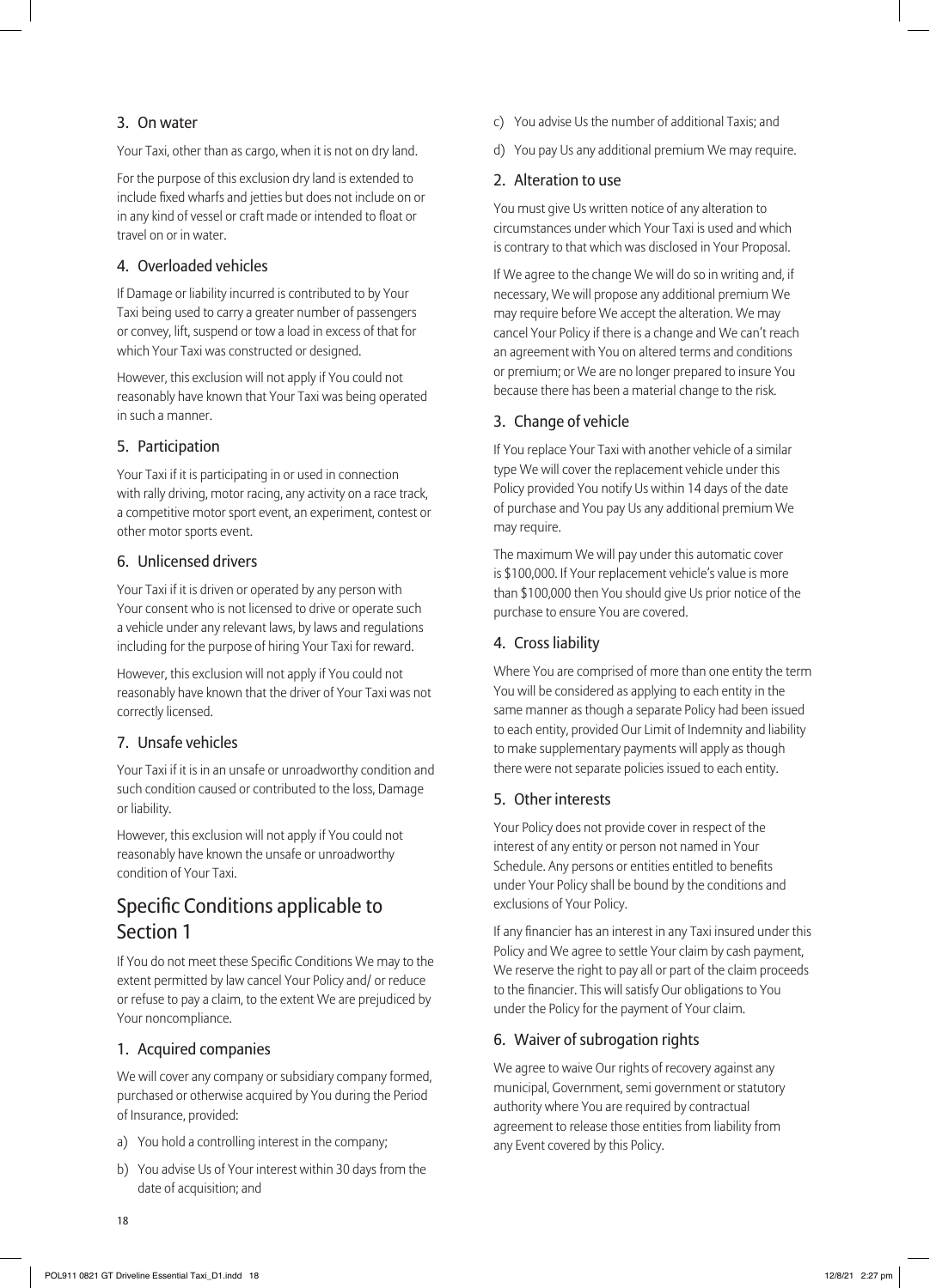### 3. On water

Your Taxi, other than as cargo, when it is not on dry land.

For the purpose of this exclusion dry land is extended to include fixed wharfs and jetties but does not include on or in any kind of vessel or craft made or intended to float or travel on or in water.

### 4. Overloaded vehicles

If Damage or liability incurred is contributed to by Your Taxi being used to carry a greater number of passengers or convey, lift, suspend or tow a load in excess of that for which Your Taxi was constructed or designed.

However, this exclusion will not apply if You could not reasonably have known that Your Taxi was being operated in such a manner.

### 5. Participation

Your Taxi if it is participating in or used in connection with rally driving, motor racing, any activity on a race track, a competitive motor sport event, an experiment, contest or other motor sports event.

### 6. Unlicensed drivers

Your Taxi if it is driven or operated by any person with Your consent who is not licensed to drive or operate such a vehicle under any relevant laws, by laws and regulations including for the purpose of hiring Your Taxi for reward.

However, this exclusion will not apply if You could not reasonably have known that the driver of Your Taxi was not correctly licensed.

### 7. Unsafe vehicles

Your Taxi if it is in an unsafe or unroadworthy condition and such condition caused or contributed to the loss, Damage or liability.

However, this exclusion will not apply if You could not reasonably have known the unsafe or unroadworthy condition of Your Taxi.

## Specific Conditions applicable to Section 1

If You do not meet these Specific Conditions We may to the extent permitted by law cancel Your Policy and/ or reduce or refuse to pay a claim, to the extent We are prejudiced by Your noncompliance.

### 1. Acquired companies

We will cover any company or subsidiary company formed, purchased or otherwise acquired by You during the Period of Insurance, provided:

a) You hold a controlling interest in the company;

b) You advise Us of Your interest within 30 days from the date of acquisition; and

c) You advise Us the number of additional Taxis; and

d) You pay Us any additional premium We may require.

### 2. Alteration to use

You must give Us written notice of any alteration to circumstances under which Your Taxi is used and which is contrary to that which was disclosed in Your Proposal.

If We agree to the change We will do so in writing and, if necessary, We will propose any additional premium We may require before We accept the alteration. We may cancel Your Policy if there is a change and We can't reach an agreement with You on altered terms and conditions or premium; or We are no longer prepared to insure You because there has been a material change to the risk.

### 3. Change of vehicle

If You replace Your Taxi with another vehicle of a similar type We will cover the replacement vehicle under this Policy provided You notify Us within 14 days of the date of purchase and You pay Us any additional premium We may require.

The maximum We will pay under this automatic cover is $100,000. If Your replacement vehicle's value is more than $100,000 then You should give Us prior notice of the purchase to ensure You are covered.

### 4. Cross liability

Where You are comprised of more than one entity the term You will be considered as applying to each entity in the same manner as though a separate Policy had been issued to each entity, provided Our Limit of Indemnity and liability to make supplementary payments will apply as though there were not separate policies issued to each entity.

### 5. Other interests

Your Policy does not provide cover in respect of the interest of any entity or person not named in Your Schedule. Any persons or entities entitled to benefits under Your Policy shall be bound by the conditions and exclusions of Your Policy.

If any financier has an interest in any Taxi insured under this Policy and We agree to settle Your claim by cash payment, We reserve the right to pay all or part of the claim proceeds to the financier. This will satisfy Our obligations to You under the Policy for the payment of Your claim.

### 6. Waiver of subrogation rights

We agree to waive Our rights of recovery against any municipal, Government, semi government or statutory authority where You are required by contractual agreement to release those entities from liability from any Event covered by this Policy.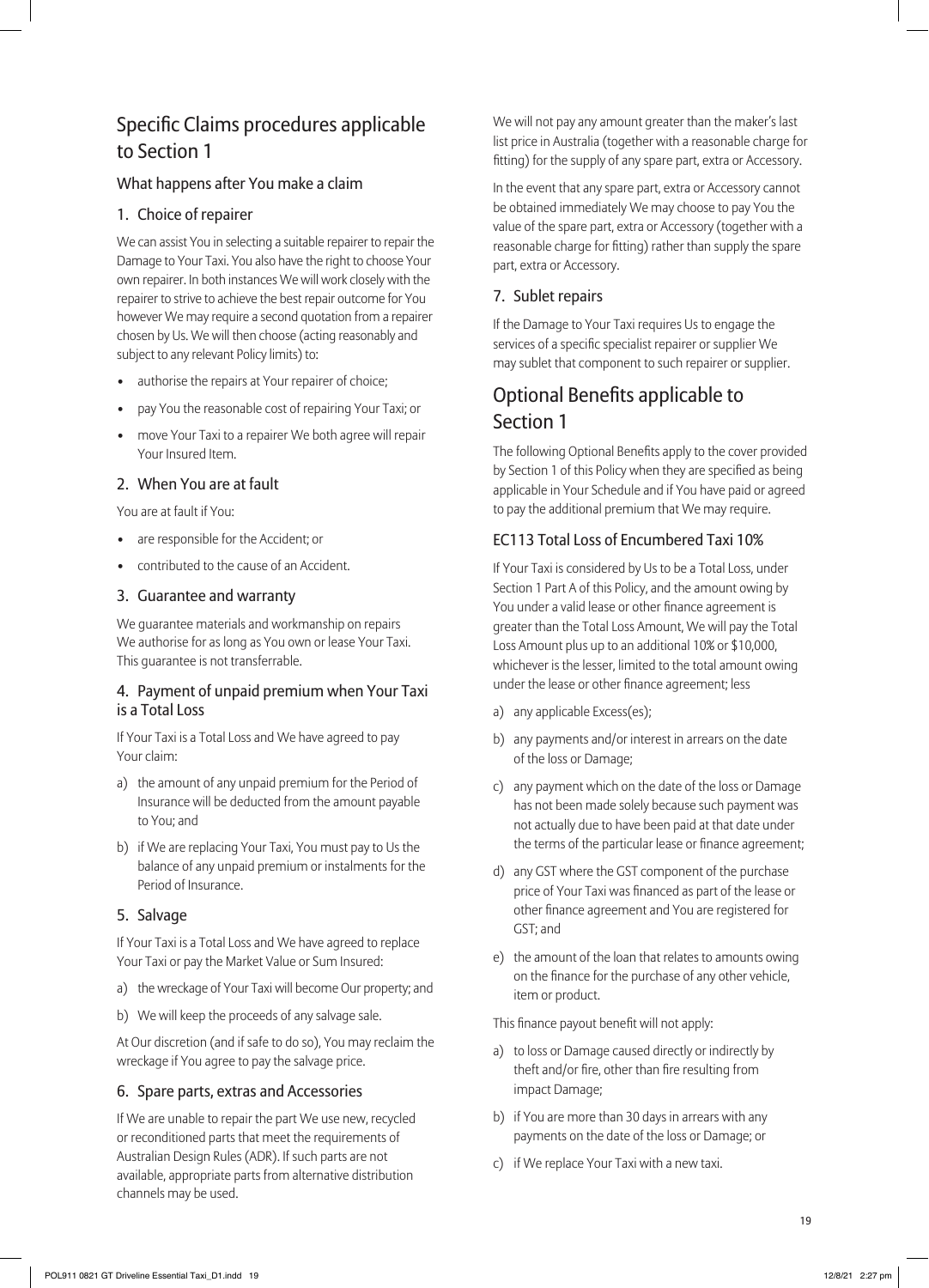## Specific Claims procedures applicable to Section 1

### What happens after You make a claim

### 1. Choice of repairer

We can assist You in selecting a suitable repairer to repair the Damage to Your Taxi. You also have the right to choose Your own repairer. In both instances We will work closely with the repairer to strive to achieve the best repair outcome for You however We may require a second quotation from a repairer chosen by Us. We will then choose (acting reasonably and subject to any relevant Policy limits) to:

- authorise the repairs at Your repairer of choice;
- pay You the reasonable cost of repairing Your Taxi; or
- move Your Taxi to a repairer We both agree will repair Your Insured Item.

### 2. When You are at fault

You are at fault if You:

- are responsible for the Accident; or
- contributed to the cause of an Accident.

### 3. Guarantee and warranty

We guarantee materials and workmanship on repairs We authorise for as long as You own or lease Your Taxi. This guarantee is not transferrable.

### 4. Payment of unpaid premium when Your Taxi is a Total Loss

If Your Taxi is a Total Loss and We have agreed to pay Your claim:

a) the amount of any unpaid premium for the Period of Insurance will be deducted from the amount payable to You; and

b) if We are replacing Your Taxi, You must pay to Us the balance of any unpaid premium or instalments for the Period of Insurance.

### 5. Salvage

If Your Taxi is a Total Loss and We have agreed to replace Your Taxi or pay the Market Value or Sum Insured:

a) the wreckage of Your Taxi will become Our property; and

b) We will keep the proceeds of any salvage sale.

At Our discretion (and if safe to do so), You may reclaim the wreckage if You agree to pay the salvage price.

### 6. Spare parts, extras and Accessories

If We are unable to repair the part We use new, recycled or reconditioned parts that meet the requirements of Australian Design Rules (ADR). If such parts are not available, appropriate parts from alternative distribution channels may be used.

We will not pay any amount greater than the maker's last list price in Australia (together with a reasonable charge for fitting) for the supply of any spare part, extra or Accessory.

In the event that any spare part, extra or Accessory cannot be obtained immediately We may choose to pay You the value of the spare part, extra or Accessory (together with a reasonable charge for fitting) rather than supply the spare part, extra or Accessory.

### 7. Sublet repairs

If the Damage to Your Taxi requires Us to engage the services of a specific specialist repairer or supplier We may sublet that component to such repairer or supplier.

## Optional Benefits applicable to Section 1

The following Optional Benefits apply to the cover provided by Section 1 of this Policy when they are specified as being applicable in Your Schedule and if You have paid or agreed to pay the additional premium that We may require.

### EC113 Total Loss of Encumbered Taxi 10%

If Your Taxi is considered by Us to be a Total Loss, under Section 1 Part A of this Policy, and the amount owing by You under a valid lease or other finance agreement is greater than the Total Loss Amount, We will pay the Total Loss Amount plus up to an additional 10% or $10,000, whichever is the lesser, limited to the total amount owing under the lease or other finance agreement; less

a) any applicable Excess(es);

b) any payments and/or interest in arrears on the date of the loss or Damage;

c) any payment which on the date of the loss or Damage has not been made solely because such payment was not actually due to have been paid at that date under the terms of the particular lease or finance agreement;

d) any GST where the GST component of the purchase price of Your Taxi was financed as part of the lease or other finance agreement and You are registered for GST; and

e) the amount of the loan that relates to amounts owing on the finance for the purchase of any other vehicle, item or product.

This finance payout benefit will not apply:

a) to loss or Damage caused directly or indirectly by theft and/or fire, other than fire resulting from impact Damage;

b) if You are more than 30 days in arrears with any payments on the date of the loss or Damage; or

c) if We replace Your Taxi with a new taxi.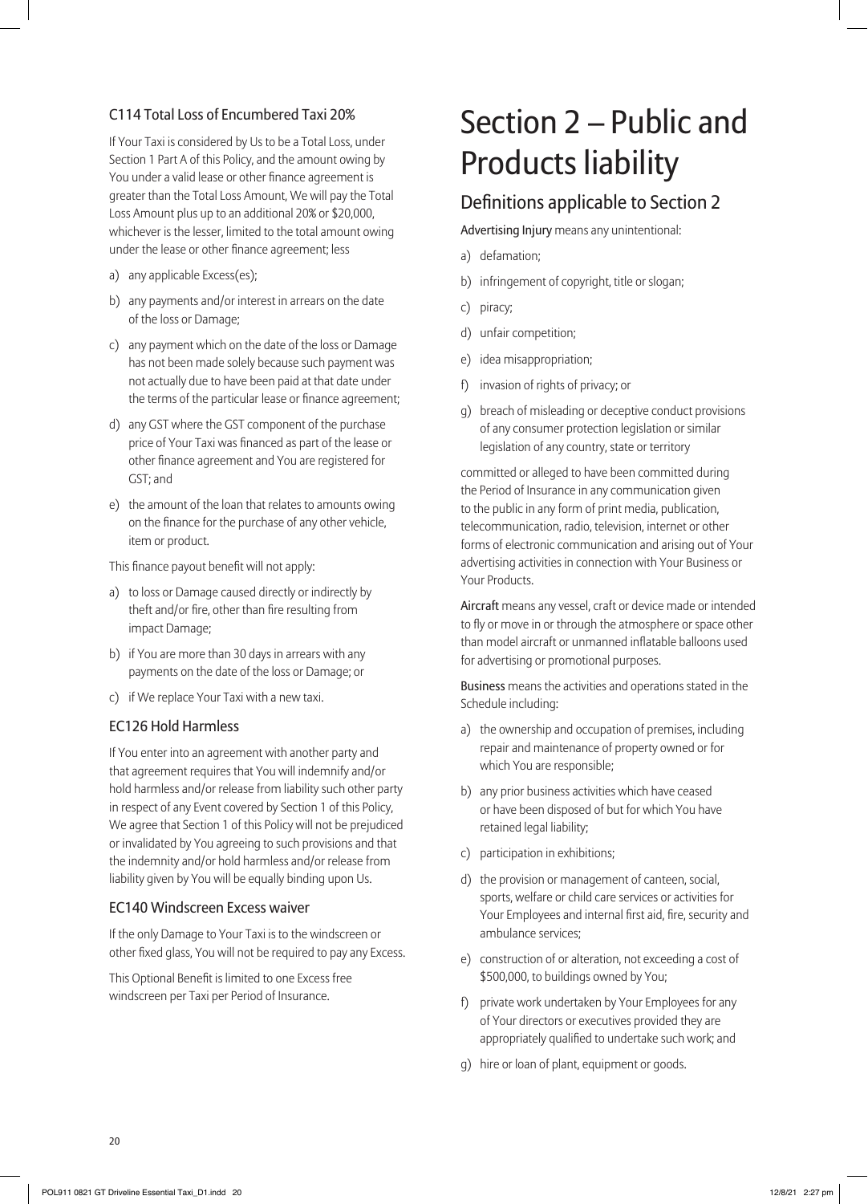### C114 Total Loss of Encumbered Taxi 20%

If Your Taxi is considered by Us to be a Total Loss, under Section 1 Part A of this Policy, and the amount owing by You under a valid lease or other finance agreement is greater than the Total Loss Amount, We will pay the Total Loss Amount plus up to an additional 20% or $20,000, whichever is the lesser, limited to the total amount owing under the lease or other finance agreement; less

a) any applicable Excess(es);

b) any payments and/or interest in arrears on the date of the loss or Damage;

c) any payment which on the date of the loss or Damage has not been made solely because such payment was not actually due to have been paid at that date under the terms of the particular lease or finance agreement;

d) any GST where the GST component of the purchase price of Your Taxi was financed as part of the lease or other finance agreement and You are registered for GST; and

e) the amount of the loan that relates to amounts owing on the finance for the purchase of any other vehicle, item or product.

This finance payout benefit will not apply:

a) to loss or Damage caused directly or indirectly by theft and/or fire, other than fire resulting from impact Damage;

b) if You are more than 30 days in arrears with any payments on the date of the loss or Damage; or

c) if We replace Your Taxi with a new taxi.

### EC126 Hold Harmless

If You enter into an agreement with another party and that agreement requires that You will indemnify and/or hold harmless and/or release from liability such other party in respect of any Event covered by Section 1 of this Policy, We agree that Section 1 of this Policy will not be prejudiced or invalidated by You agreeing to such provisions and that the indemnity and/or hold harmless and/or release from liability given by You will be equally binding upon Us.

### EC140 Windscreen Excess waiver

If the only Damage to Your Taxi is to the windscreen or other fixed glass, You will not be required to pay any Excess.

This Optional Benefit is limited to one Excess free windscreen per Taxi per Period of Insurance.

# Section 2 – Public and Products liability

## Definitions applicable to Section 2

**Advertising Injury** means any unintentional:

a) defamation;

b) infringement of copyright, title or slogan;

c) piracy;

d) unfair competition;

e) idea misappropriation;

f) invasion of rights of privacy; or

g) breach of misleading or deceptive conduct provisions of any consumer protection legislation or similar legislation of any country, state or territory

committed or alleged to have been committed during the Period of Insurance in any communication given to the public in any form of print media, publication, telecommunication, radio, television, internet or other forms of electronic communication and arising out of Your advertising activities in connection with Your Business or Your Products.

**Aircraft** means any vessel, craft or device made or intended to fly or move in or through the atmosphere or space other than model aircraft or unmanned inflatable balloons used for advertising or promotional purposes.

**Business** means the activities and operations stated in the Schedule including:

a) the ownership and occupation of premises, including repair and maintenance of property owned or for which You are responsible;

b) any prior business activities which have ceased or have been disposed of but for which You have retained legal liability;

c) participation in exhibitions;

d) the provision or management of canteen, social, sports, welfare or child care services or activities for Your Employees and internal first aid, fire, security and ambulance services;

e) construction of or alteration, not exceeding a cost of $500,000, to buildings owned by You;

f) private work undertaken by Your Employees for any of Your directors or executives provided they are appropriately qualified to undertake such work; and

g) hire or loan of plant, equipment or goods.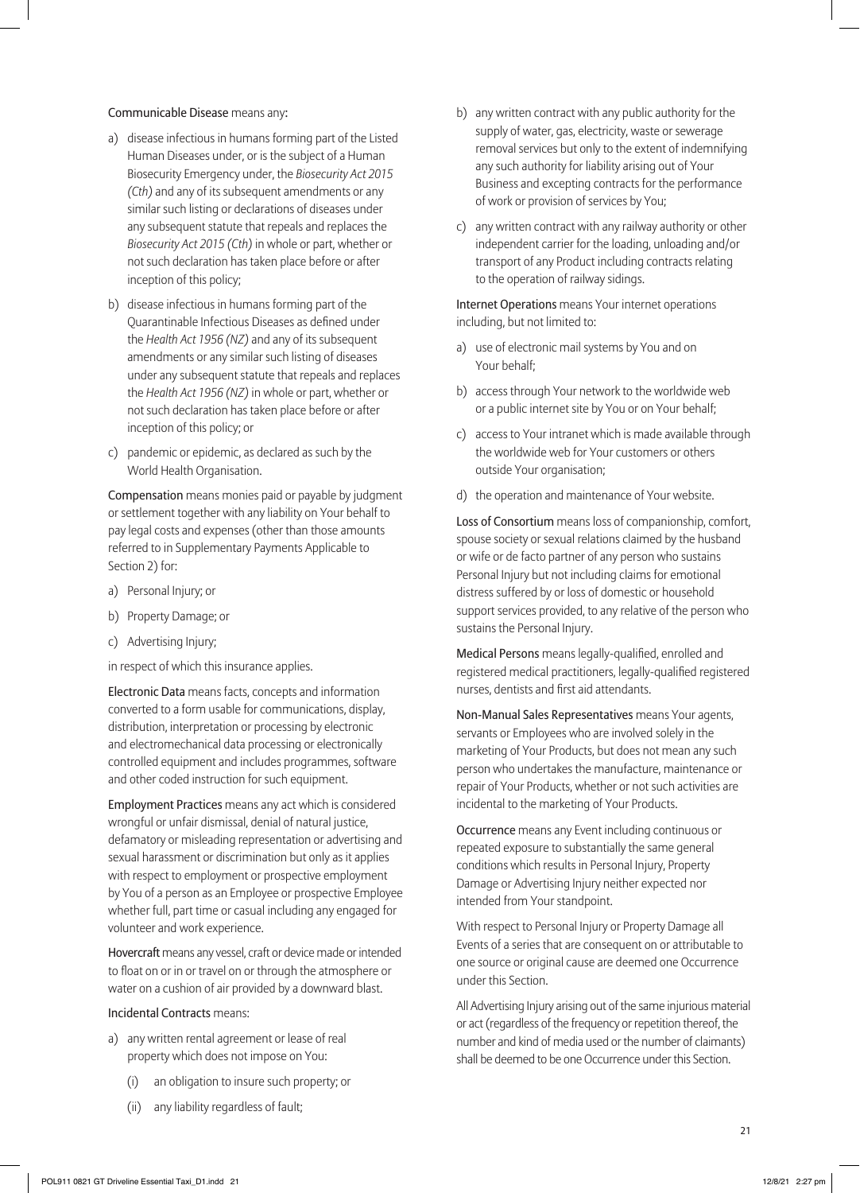**Communicable Disease** means any:

a) disease infectious in humans forming part of the Listed Human Diseases under, or is the subject of a Human Biosecurity Emergency under, the *Biosecurity Act 2015 (Cth)* and any of its subsequent amendments or any similar such listing or declarations of diseases under any subsequent statute that repeals and replaces the *Biosecurity Act 2015 (Cth)* in whole or part, whether or not such declaration has taken place before or after inception of this policy;

b) disease infectious in humans forming part of the Quarantinable Infectious Diseases as defined under the *Health Act 1956 (NZ)* and any of its subsequent amendments or any similar such listing of diseases under any subsequent statute that repeals and replaces the *Health Act 1956 (NZ)* in whole or part, whether or not such declaration has taken place before or after inception of this policy; or

c) pandemic or epidemic, as declared as such by the World Health Organisation.

**Compensation** means monies paid or payable by judgment or settlement together with any liability on Your behalf to pay legal costs and expenses (other than those amounts referred to in Supplementary Payments Applicable to Section 2) for:

a) Personal Injury; or

b) Property Damage; or

c) Advertising Injury;

in respect of which this insurance applies.

**Electronic Data** means facts, concepts and information converted to a form usable for communications, display, distribution, interpretation or processing by electronic and electromechanical data processing or electronically controlled equipment and includes programmes, software and other coded instruction for such equipment.

**Employment Practices** means any act which is considered wrongful or unfair dismissal, denial of natural justice, defamatory or misleading representation or advertising and sexual harassment or discrimination but only as it applies with respect to employment or prospective employment by You of a person as an Employee or prospective Employee whether full, part time or casual including any engaged for volunteer and work experience.

**Hovercraft** means any vessel, craft or device made or intended to float on or in or travel on or through the atmosphere or water on a cushion of air provided by a downward blast.

**Incidental Contracts** means:

a) any written rental agreement or lease of real property which does not impose on You:

   (i) an obligation to insure such property; or

   (ii) any liability regardless of fault;

b) any written contract with any public authority for the supply of water, gas, electricity, waste or sewerage removal services but only to the extent of indemnifying any such authority for liability arising out of Your Business and excepting contracts for the performance of work or provision of services by You;

c) any written contract with any railway authority or other independent carrier for the loading, unloading and/or transport of any Product including contracts relating to the operation of railway sidings.

**Internet Operations** means Your internet operations including, but not limited to:

a) use of electronic mail systems by You and on Your behalf;

b) access through Your network to the worldwide web or a public internet site by You or on Your behalf;

c) access to Your intranet which is made available through the worldwide web for Your customers or others outside Your organisation;

d) the operation and maintenance of Your website.

**Loss of Consortium** means loss of companionship, comfort, spouse society or sexual relations claimed by the husband or wife or de facto partner of any person who sustains Personal Injury but not including claims for emotional distress suffered by or loss of domestic or household support services provided, to any relative of the person who sustains the Personal Injury.

**Medical Persons** means legally-qualified, enrolled and registered medical practitioners, legally-qualified registered nurses, dentists and first aid attendants.

**Non-Manual Sales Representatives** means Your agents, servants or Employees who are involved solely in the marketing of Your Products, but does not mean any such person who undertakes the manufacture, maintenance or repair of Your Products, whether or not such activities are incidental to the marketing of Your Products.

**Occurrence** means any Event including continuous or repeated exposure to substantially the same general conditions which results in Personal Injury, Property Damage or Advertising Injury neither expected nor intended from Your standpoint.

With respect to Personal Injury or Property Damage all Events of a series that are consequent on or attributable to one source or original cause are deemed one Occurrence under this Section.

All Advertising Injury arising out of the same injurious material or act (regardless of the frequency or repetition thereof, the number and kind of media used or the number of claimants) shall be deemed to be one Occurrence under this Section.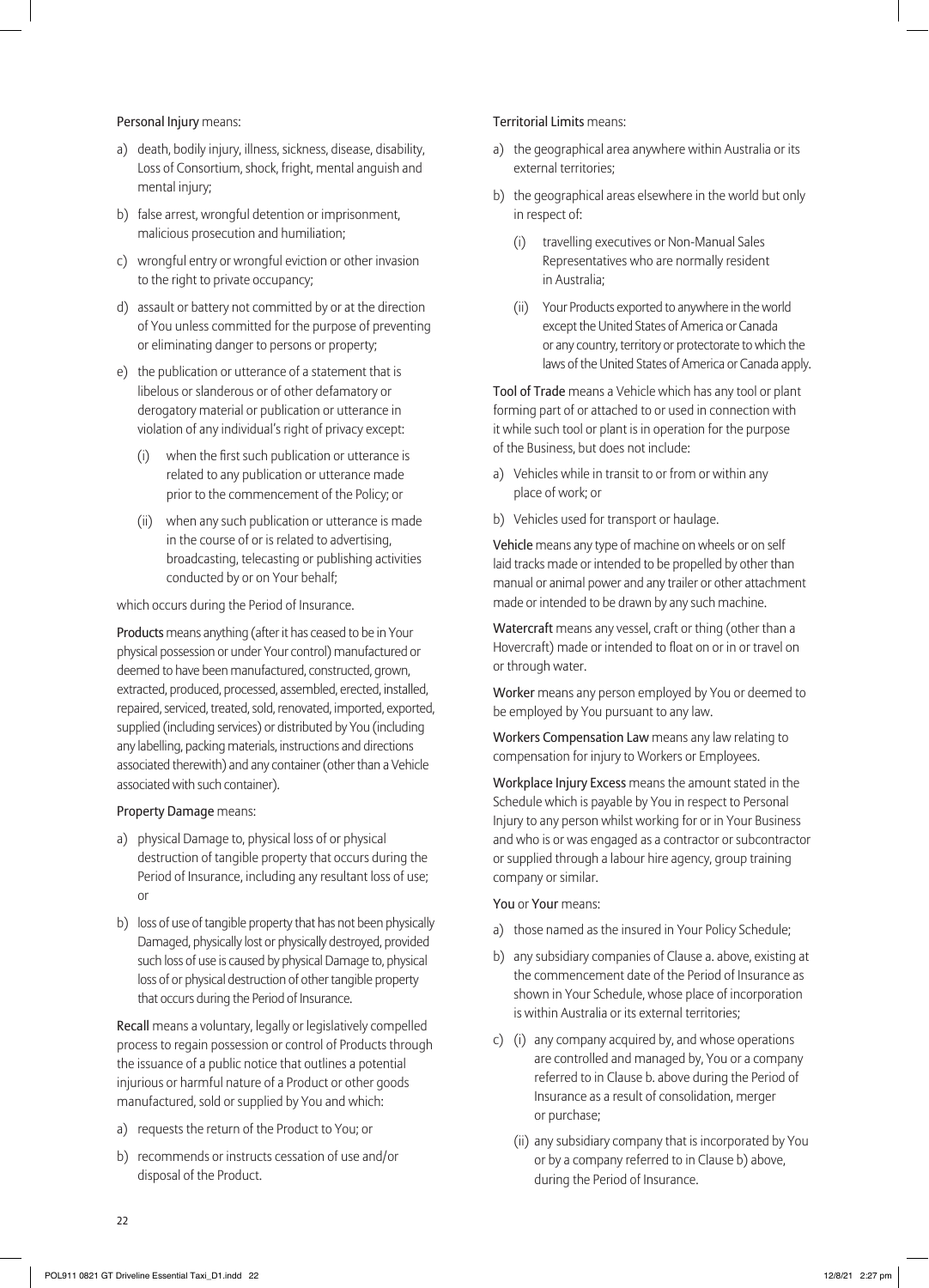**Personal Injury** means:

a) death, bodily injury, illness, sickness, disease, disability, Loss of Consortium, shock, fright, mental anguish and mental injury;

b) false arrest, wrongful detention or imprisonment, malicious prosecution and humiliation;

c) wrongful entry or wrongful eviction or other invasion to the right to private occupancy;

d) assault or battery not committed by or at the direction of You unless committed for the purpose of preventing or eliminating danger to persons or property;

e) the publication or utterance of a statement that is libelous or slanderous or of other defamatory or derogatory material or publication or utterance in violation of any individual's right of privacy except:

   (i) when the first such publication or utterance is related to any publication or utterance made prior to the commencement of the Policy; or

   (ii) when any such publication or utterance is made in the course of or is related to advertising, broadcasting, telecasting or publishing activities conducted by or on Your behalf;

which occurs during the Period of Insurance.

**Products** means anything (after it has ceased to be in Your physical possession or under Your control) manufactured or deemed to have been manufactured, constructed, grown, extracted, produced, processed, assembled, erected, installed, repaired, serviced, treated, sold, renovated, imported, exported, supplied (including services) or distributed by You (including any labelling, packing materials, instructions and directions associated therewith) and any container (other than a Vehicle associated with such container).

**Property Damage** means:

a) physical Damage to, physical loss of or physical destruction of tangible property that occurs during the Period of Insurance, including any resultant loss of use; or

b) loss of use of tangible property that has not been physically Damaged, physically lost or physically destroyed, provided such loss of use is caused by physical Damage to, physical loss of or physical destruction of other tangible property that occurs during the Period of Insurance.

**Recall** means a voluntary, legally or legislatively compelled process to regain possession or control of Products through the issuance of a public notice that outlines a potential injurious or harmful nature of a Product or other goods manufactured, sold or supplied by You and which:

a) requests the return of the Product to You; or

b) recommends or instructs cessation of use and/or disposal of the Product.

**Territorial Limits** means:

a) the geographical area anywhere within Australia or its external territories;

b) the geographical areas elsewhere in the world but only in respect of:

   (i) travelling executives or Non-Manual Sales Representatives who are normally resident in Australia;

   (ii) Your Products exported to anywhere in the world except the United States of America or Canada or any country, territory or protectorate to which the laws of the United States of America or Canada apply.

**Tool of Trade** means a Vehicle which has any tool or plant forming part of or attached to or used in connection with it while such tool or plant is in operation for the purpose of the Business, but does not include:

a) Vehicles while in transit to or from or within any place of work; or

b) Vehicles used for transport or haulage.

**Vehicle** means any type of machine on wheels or on self laid tracks made or intended to be propelled by other than manual or animal power and any trailer or other attachment made or intended to be drawn by any such machine.

**Watercraft** means any vessel, craft or thing (other than a Hovercraft) made or intended to float on or in or travel on or through water.

**Worker** means any person employed by You or deemed to be employed by You pursuant to any law.

**Workers Compensation Law** means any law relating to compensation for injury to Workers or Employees.

**Workplace Injury Excess** means the amount stated in the Schedule which is payable by You in respect to Personal Injury to any person whilst working for or in Your Business and who is or was engaged as a contractor or subcontractor or supplied through a labour hire agency, group training company or similar.

**You** or **Your** means:

a) those named as the insured in Your Policy Schedule;

b) any subsidiary companies of Clause a. above, existing at the commencement date of the Period of Insurance as shown in Your Schedule, whose place of incorporation is within Australia or its external territories;

c) (i) any company acquired by, and whose operations are controlled and managed by, You or a company referred to in Clause b. above during the Period of Insurance as a result of consolidation, merger or purchase;

   (ii) any subsidiary company that is incorporated by You or by a company referred to in Clause b) above, during the Period of Insurance.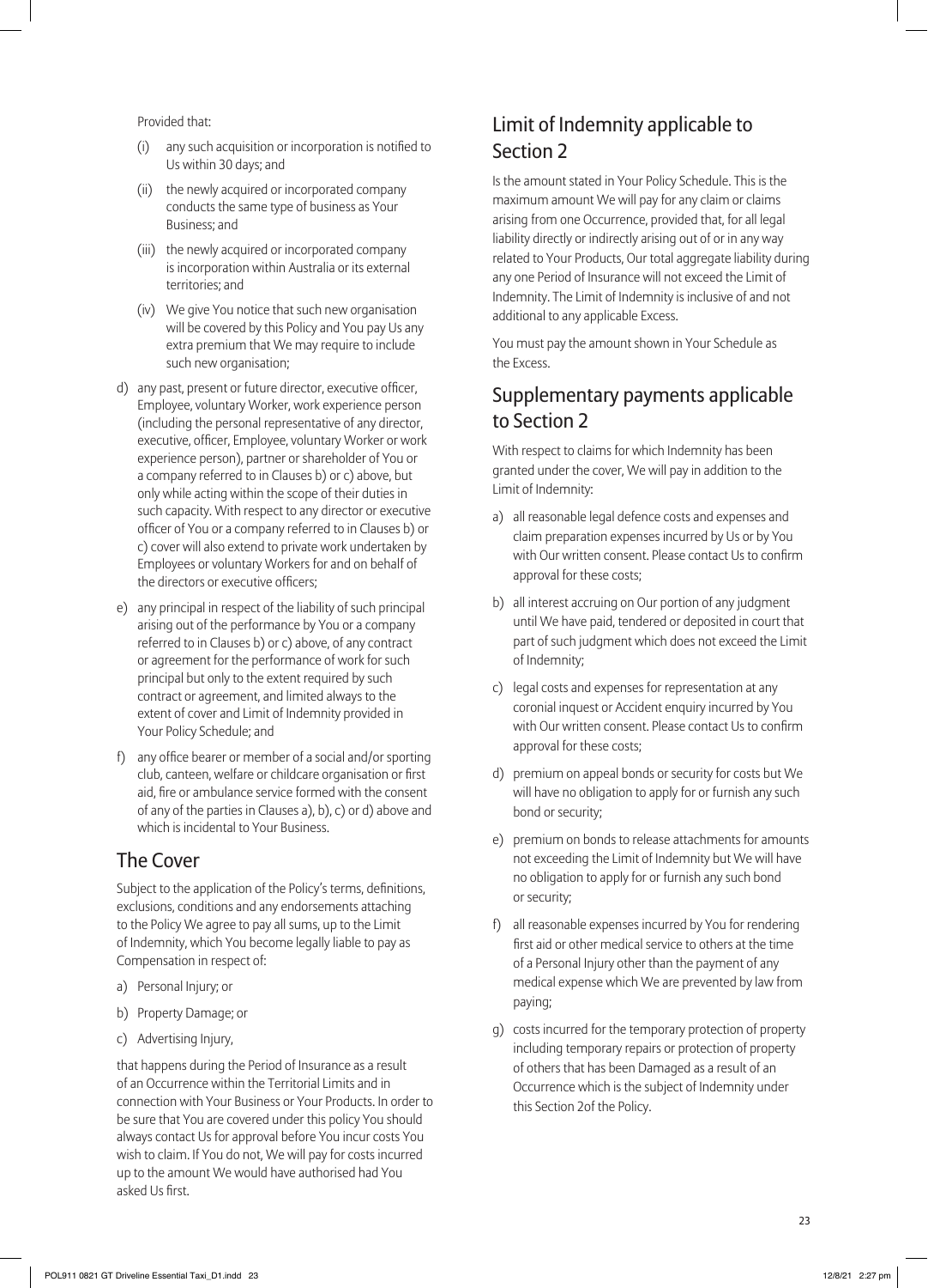Provided that:

(i) any such acquisition or incorporation is notified to Us within 30 days; and

(ii) the newly acquired or incorporated company conducts the same type of business as Your Business; and

(iii) the newly acquired or incorporated company is incorporation within Australia or its external territories; and

(iv) We give You notice that such new organisation will be covered by this Policy and You pay Us any extra premium that We may require to include such new organisation;

d) any past, present or future director, executive officer, Employee, voluntary Worker, work experience person (including the personal representative of any director, executive, officer, Employee, voluntary Worker or work experience person), partner or shareholder of You or a company referred to in Clauses b) or c) above, but only while acting within the scope of their duties in such capacity. With respect to any director or executive officer of You or a company referred to in Clauses b) or c) cover will also extend to private work undertaken by Employees or voluntary Workers for and on behalf of the directors or executive officers;

e) any principal in respect of the liability of such principal arising out of the performance by You or a company referred to in Clauses b) or c) above, of any contract or agreement for the performance of work for such principal but only to the extent required by such contract or agreement, and limited always to the extent of cover and Limit of Indemnity provided in Your Policy Schedule; and

f) any office bearer or member of a social and/or sporting club, canteen, welfare or childcare organisation or first aid, fire or ambulance service formed with the consent of any of the parties in Clauses a), b), c) or d) above and which is incidental to Your Business.

## The Cover

Subject to the application of the Policy's terms, definitions, exclusions, conditions and any endorsements attaching to the Policy We agree to pay all sums, up to the Limit of Indemnity, which You become legally liable to pay as Compensation in respect of:

a) Personal Injury; or

b) Property Damage; or

c) Advertising Injury,

that happens during the Period of Insurance as a result of an Occurrence within the Territorial Limits and in connection with Your Business or Your Products. In order to be sure that You are covered under this policy You should always contact Us for approval before You incur costs You wish to claim. If You do not, We will pay for costs incurred up to the amount We would have authorised had You asked Us first.

## Limit of Indemnity applicable to Section 2

Is the amount stated in Your Policy Schedule. This is the maximum amount We will pay for any claim or claims arising from one Occurrence, provided that, for all legal liability directly or indirectly arising out of or in any way related to Your Products, Our total aggregate liability during any one Period of Insurance will not exceed the Limit of Indemnity. The Limit of Indemnity is inclusive of and not additional to any applicable Excess.

You must pay the amount shown in Your Schedule as the Excess.

## Supplementary payments applicable to Section 2

With respect to claims for which Indemnity has been granted under the cover, We will pay in addition to the Limit of Indemnity:

a) all reasonable legal defence costs and expenses and claim preparation expenses incurred by Us or by You with Our written consent. Please contact Us to confirm approval for these costs;

b) all interest accruing on Our portion of any judgment until We have paid, tendered or deposited in court that part of such judgment which does not exceed the Limit of Indemnity;

c) legal costs and expenses for representation at any coronial inquest or Accident enquiry incurred by You with Our written consent. Please contact Us to confirm approval for these costs;

d) premium on appeal bonds or security for costs but We will have no obligation to apply for or furnish any such bond or security;

e) premium on bonds to release attachments for amounts not exceeding the Limit of Indemnity but We will have no obligation to apply for or furnish any such bond or security;

f) all reasonable expenses incurred by You for rendering first aid or other medical service to others at the time of a Personal Injury other than the payment of any medical expense which We are prevented by law from paying;

g) costs incurred for the temporary protection of property including temporary repairs or protection of property of others that has been Damaged as a result of an Occurrence which is the subject of Indemnity under this Section 2of the Policy.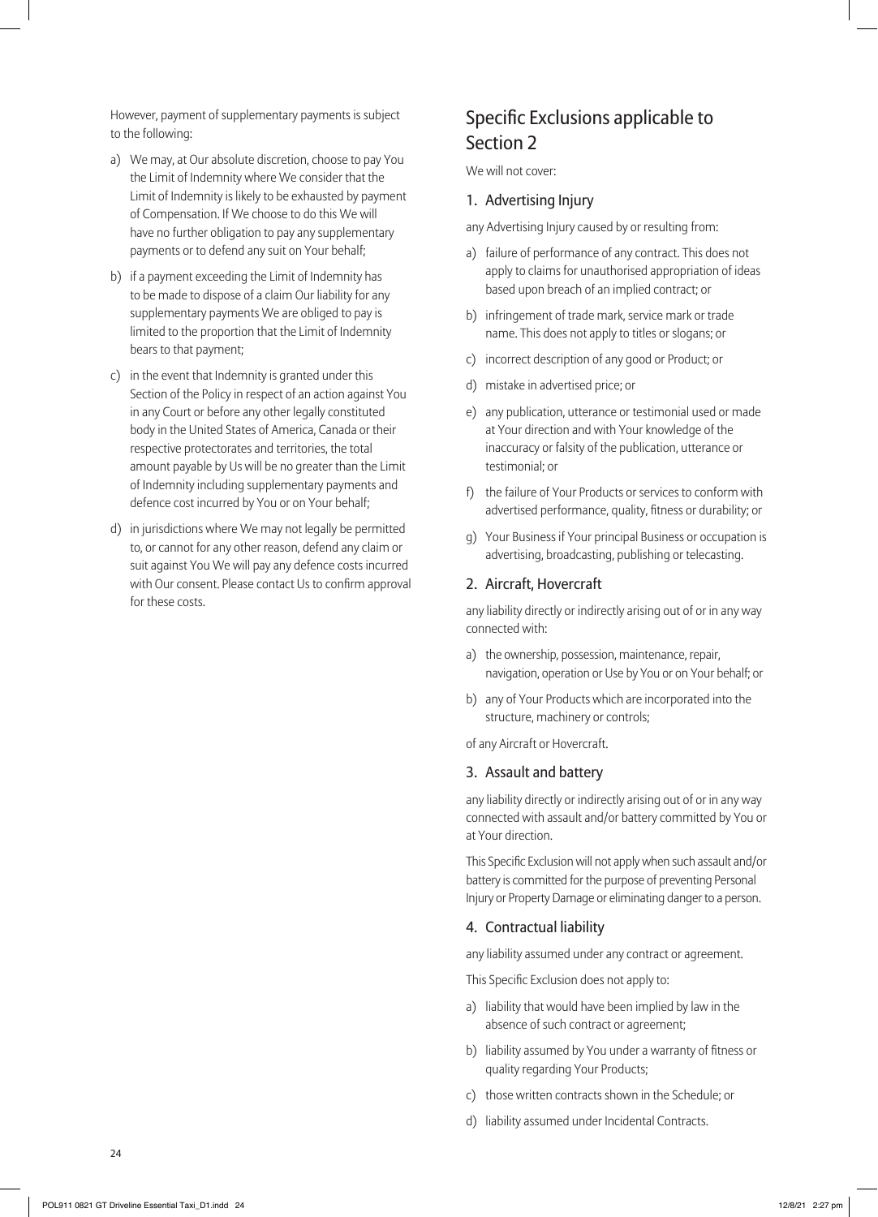However, payment of supplementary payments is subject to the following:

a) We may, at Our absolute discretion, choose to pay You the Limit of Indemnity where We consider that the Limit of Indemnity is likely to be exhausted by payment of Compensation. If We choose to do this We will have no further obligation to pay any supplementary payments or to defend any suit on Your behalf;

b) if a payment exceeding the Limit of Indemnity has to be made to dispose of a claim Our liability for any supplementary payments We are obliged to pay is limited to the proportion that the Limit of Indemnity bears to that payment;

c) in the event that Indemnity is granted under this Section of the Policy in respect of an action against You in any Court or before any other legally constituted body in the United States of America, Canada or their respective protectorates and territories, the total amount payable by Us will be no greater than the Limit of Indemnity including supplementary payments and defence cost incurred by You or on Your behalf;

d) in jurisdictions where We may not legally be permitted to, or cannot for any other reason, defend any claim or suit against You We will pay any defence costs incurred with Our consent. Please contact Us to confirm approval for these costs.

## Specific Exclusions applicable to Section 2

We will not cover:

### 1. Advertising Injury

any Advertising Injury caused by or resulting from:

a) failure of performance of any contract. This does not apply to claims for unauthorised appropriation of ideas based upon breach of an implied contract; or

b) infringement of trade mark, service mark or trade name. This does not apply to titles or slogans; or

c) incorrect description of any good or Product; or

d) mistake in advertised price; or

e) any publication, utterance or testimonial used or made at Your direction and with Your knowledge of the inaccuracy or falsity of the publication, utterance or testimonial; or

f) the failure of Your Products or services to conform with advertised performance, quality, fitness or durability; or

g) Your Business if Your principal Business or occupation is advertising, broadcasting, publishing or telecasting.

### 2. Aircraft, Hovercraft

any liability directly or indirectly arising out of or in any way connected with:

a) the ownership, possession, maintenance, repair, navigation, operation or Use by You or on Your behalf; or

b) any of Your Products which are incorporated into the structure, machinery or controls;

of any Aircraft or Hovercraft.

### 3. Assault and battery

any liability directly or indirectly arising out of or in any way connected with assault and/or battery committed by You or at Your direction.

This Specific Exclusion will not apply when such assault and/or battery is committed for the purpose of preventing Personal Injury or Property Damage or eliminating danger to a person.

### 4. Contractual liability

any liability assumed under any contract or agreement.

This Specific Exclusion does not apply to:

a) liability that would have been implied by law in the absence of such contract or agreement;

b) liability assumed by You under a warranty of fitness or quality regarding Your Products;

c) those written contracts shown in the Schedule; or

d) liability assumed under Incidental Contracts.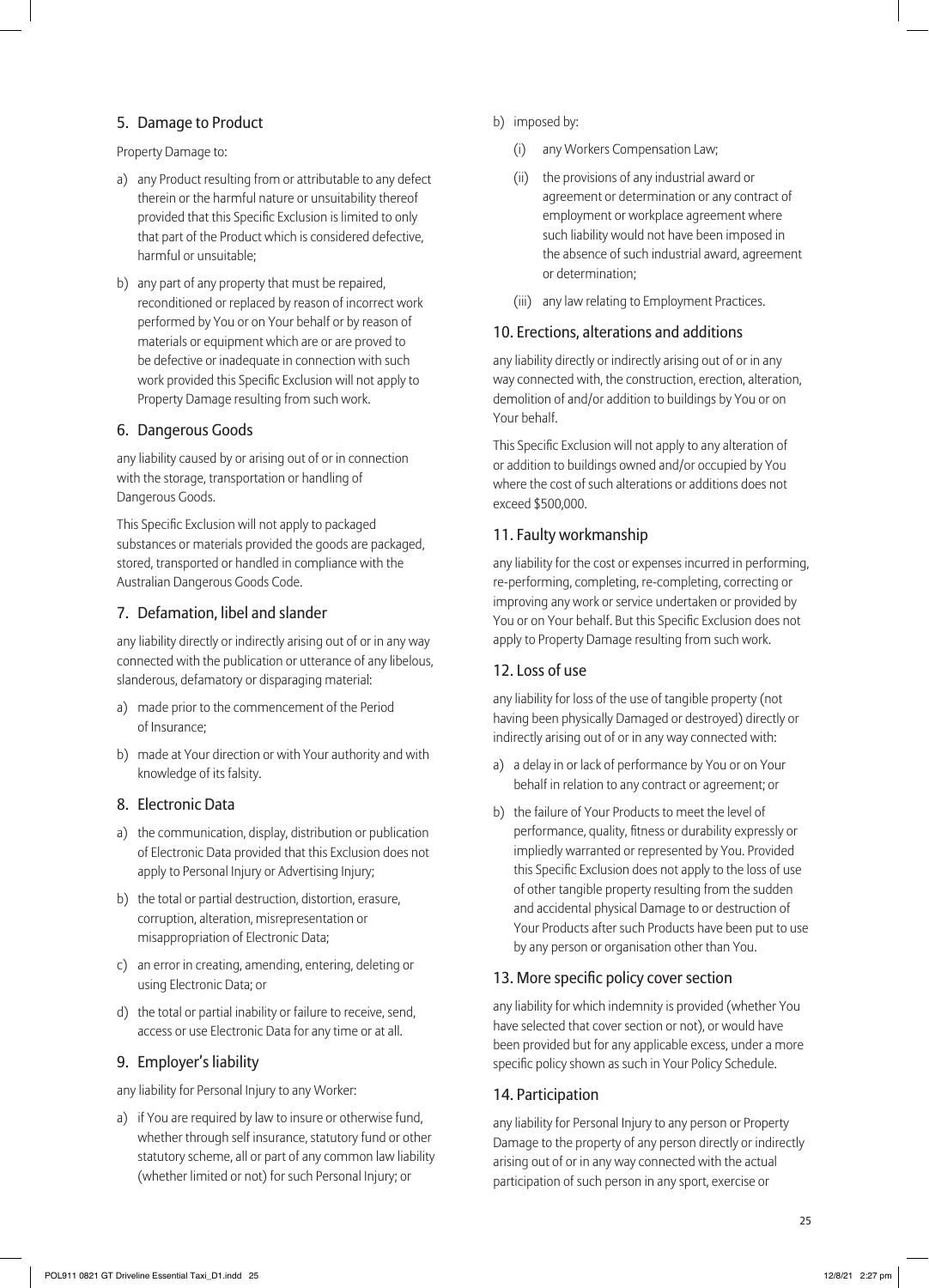## 5. Damage to Product

Property Damage to:

a) any Product resulting from or attributable to any defect therein or the harmful nature or unsuitability thereof provided that this Specific Exclusion is limited to only that part of the Product which is considered defective, harmful or unsuitable;

b) any part of any property that must be repaired, reconditioned or replaced by reason of incorrect work performed by You or on Your behalf or by reason of materials or equipment which are or are proved to be defective or inadequate in connection with such work provided this Specific Exclusion will not apply to Property Damage resulting from such work.

## 6. Dangerous Goods

any liability caused by or arising out of or in connection with the storage, transportation or handling of Dangerous Goods.

This Specific Exclusion will not apply to packaged substances or materials provided the goods are packaged, stored, transported or handled in compliance with the Australian Dangerous Goods Code.

## 7. Defamation, libel and slander

any liability directly or indirectly arising out of or in any way connected with the publication or utterance of any libelous, slanderous, defamatory or disparaging material:

a) made prior to the commencement of the Period of Insurance;

b) made at Your direction or with Your authority and with knowledge of its falsity.

## 8. Electronic Data

a) the communication, display, distribution or publication of Electronic Data provided that this Exclusion does not apply to Personal Injury or Advertising Injury;

b) the total or partial destruction, distortion, erasure, corruption, alteration, misrepresentation or misappropriation of Electronic Data;

c) an error in creating, amending, entering, deleting or using Electronic Data; or

d) the total or partial inability or failure to receive, send, access or use Electronic Data for any time or at all.

## 9. Employer's liability

any liability for Personal Injury to any Worker:

a) if You are required by law to insure or otherwise fund, whether through self insurance, statutory fund or other statutory scheme, all or part of any common law liability (whether limited or not) for such Personal Injury; or

b) imposed by:

   (i) any Workers Compensation Law;

   (ii) the provisions of any industrial award or agreement or determination or any contract of employment or workplace agreement where such liability would not have been imposed in the absence of such industrial award, agreement or determination;

   (iii) any law relating to Employment Practices.

## 10. Erections, alterations and additions

any liability directly or indirectly arising out of or in any way connected with, the construction, erection, alteration, demolition of and/or addition to buildings by You or on Your behalf.

This Specific Exclusion will not apply to any alteration of or addition to buildings owned and/or occupied by You where the cost of such alterations or additions does not exceed $500,000.

## 11. Faulty workmanship

any liability for the cost or expenses incurred in performing, re-performing, completing, re-completing, correcting or improving any work or service undertaken or provided by You or on Your behalf. But this Specific Exclusion does not apply to Property Damage resulting from such work.

## 12. Loss of use

any liability for loss of the use of tangible property (not having been physically Damaged or destroyed) directly or indirectly arising out of or in any way connected with:

a) a delay in or lack of performance by You or on Your behalf in relation to any contract or agreement; or

b) the failure of Your Products to meet the level of performance, quality, fitness or durability expressly or impliedly warranted or represented by You. Provided this Specific Exclusion does not apply to the loss of use of other tangible property resulting from the sudden and accidental physical Damage to or destruction of Your Products after such Products have been put to use by any person or organisation other than You.

## 13. More specific policy cover section

any liability for which indemnity is provided (whether You have selected that cover section or not), or would have been provided but for any applicable excess, under a more specific policy shown as such in Your Policy Schedule.

## 14. Participation

any liability for Personal Injury to any person or Property Damage to the property of any person directly or indirectly arising out of or in any way connected with the actual participation of such person in any sport, exercise or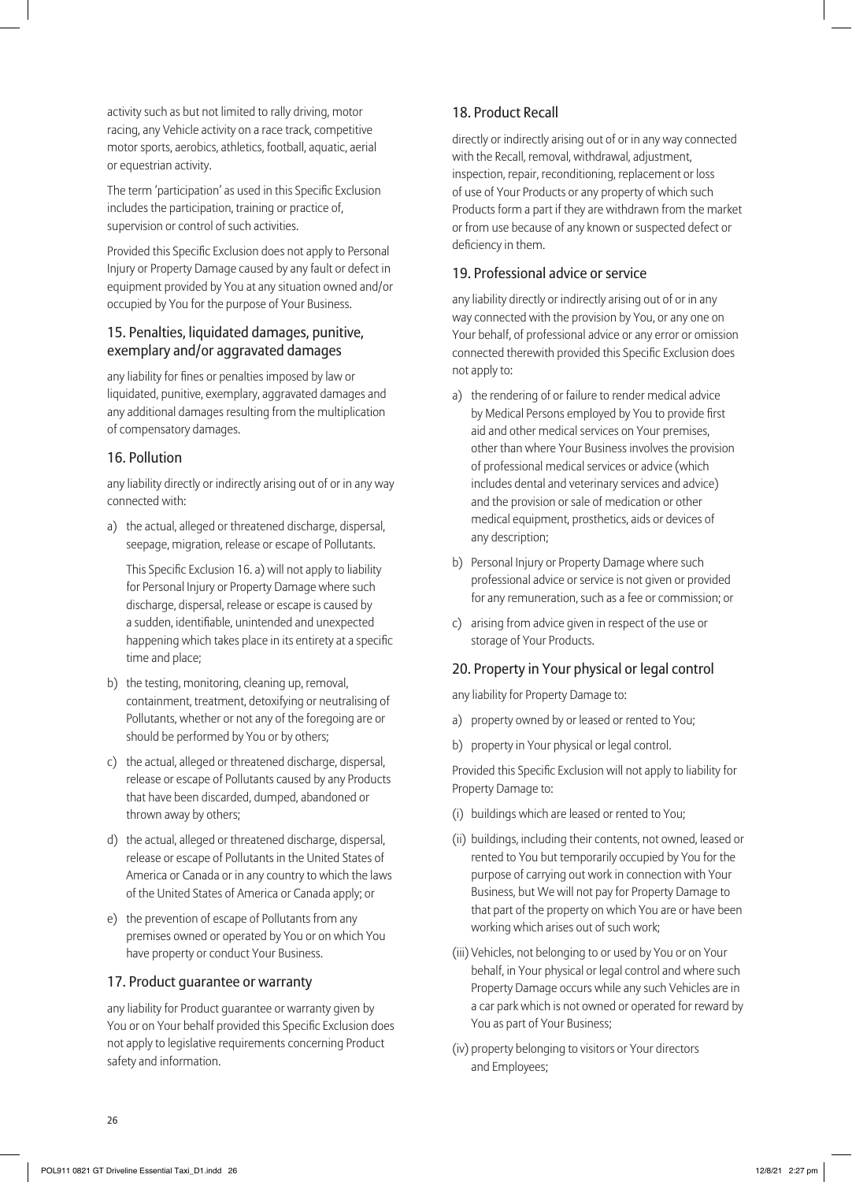activity such as but not limited to rally driving, motor racing, any Vehicle activity on a race track, competitive motor sports, aerobics, athletics, football, aquatic, aerial or equestrian activity.

The term 'participation' as used in this Specific Exclusion includes the participation, training or practice of, supervision or control of such activities.

Provided this Specific Exclusion does not apply to Personal Injury or Property Damage caused by any fault or defect in equipment provided by You at any situation owned and/or occupied by You for the purpose of Your Business.

### 15. Penalties, liquidated damages, punitive, exemplary and/or aggravated damages

any liability for fines or penalties imposed by law or liquidated, punitive, exemplary, aggravated damages and any additional damages resulting from the multiplication of compensatory damages.

### 16. Pollution

any liability directly or indirectly arising out of or in any way connected with:

a) the actual, alleged or threatened discharge, dispersal, seepage, migration, release or escape of Pollutants.

   This Specific Exclusion 16. a) will not apply to liability for Personal Injury or Property Damage where such discharge, dispersal, release or escape is caused by a sudden, identifiable, unintended and unexpected happening which takes place in its entirety at a specific time and place;

b) the testing, monitoring, cleaning up, removal, containment, treatment, detoxifying or neutralising of Pollutants, whether or not any of the foregoing are or should be performed by You or by others;

c) the actual, alleged or threatened discharge, dispersal, release or escape of Pollutants caused by any Products that have been discarded, dumped, abandoned or thrown away by others;

d) the actual, alleged or threatened discharge, dispersal, release or escape of Pollutants in the United States of America or Canada or in any country to which the laws of the United States of America or Canada apply; or

e) the prevention of escape of Pollutants from any premises owned or operated by You or on which You have property or conduct Your Business.

### 17. Product guarantee or warranty

any liability for Product guarantee or warranty given by You or on Your behalf provided this Specific Exclusion does not apply to legislative requirements concerning Product safety and information.

### 18. Product Recall

directly or indirectly arising out of or in any way connected with the Recall, removal, withdrawal, adjustment, inspection, repair, reconditioning, replacement or loss of use of Your Products or any property of which such Products form a part if they are withdrawn from the market or from use because of any known or suspected defect or deficiency in them.

### 19. Professional advice or service

any liability directly or indirectly arising out of or in any way connected with the provision by You, or any one on Your behalf, of professional advice or any error or omission connected therewith provided this Specific Exclusion does not apply to:

a) the rendering of or failure to render medical advice by Medical Persons employed by You to provide first aid and other medical services on Your premises, other than where Your Business involves the provision of professional medical services or advice (which includes dental and veterinary services and advice) and the provision or sale of medication or other medical equipment, prosthetics, aids or devices of any description;

b) Personal Injury or Property Damage where such professional advice or service is not given or provided for any remuneration, such as a fee or commission; or

c) arising from advice given in respect of the use or storage of Your Products.

### 20. Property in Your physical or legal control

any liability for Property Damage to:

a) property owned by or leased or rented to You;

b) property in Your physical or legal control.

Provided this Specific Exclusion will not apply to liability for Property Damage to:

(i) buildings which are leased or rented to You;

(ii) buildings, including their contents, not owned, leased or rented to You but temporarily occupied by You for the purpose of carrying out work in connection with Your Business, but We will not pay for Property Damage to that part of the property on which You are or have been working which arises out of such work;

(iii) Vehicles, not belonging to or used by You or on Your behalf, in Your physical or legal control and where such Property Damage occurs while any such Vehicles are in a car park which is not owned or operated for reward by You as part of Your Business;

(iv) property belonging to visitors or Your directors and Employees;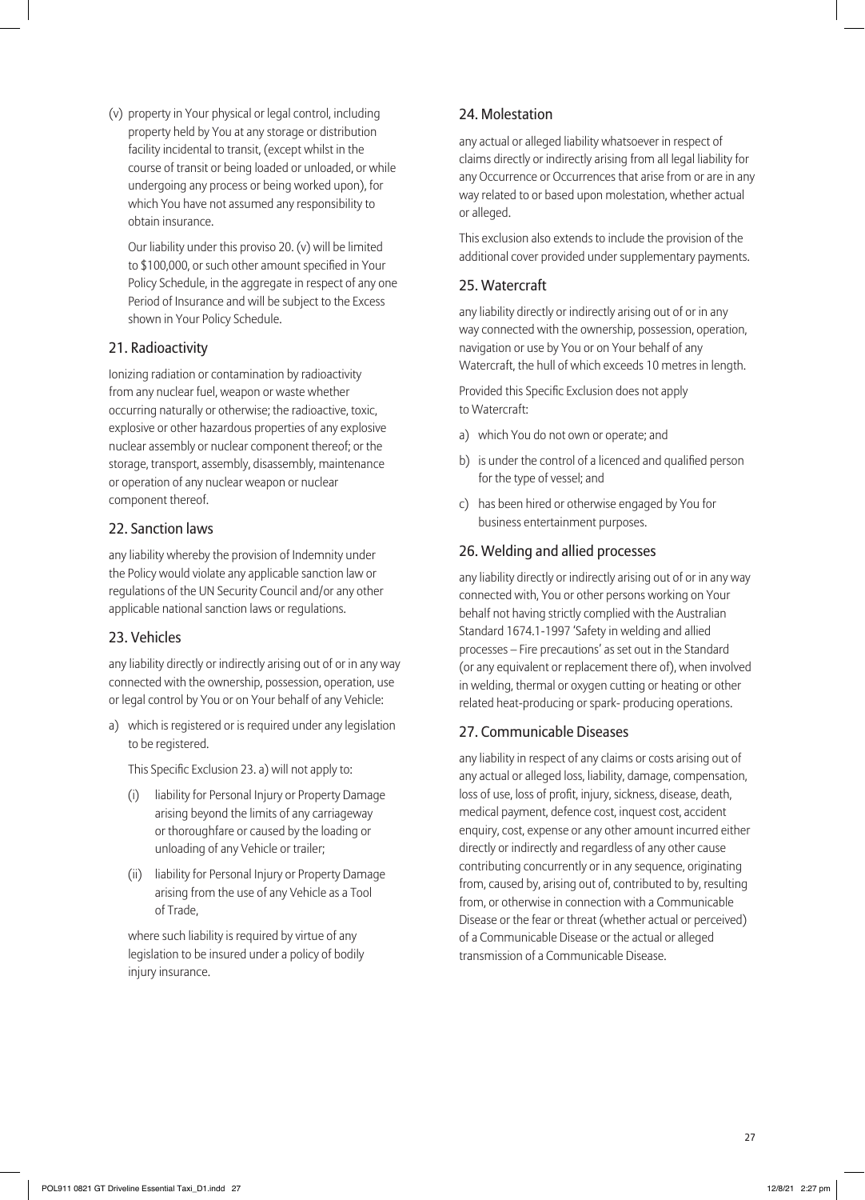(v) property in Your physical or legal control, including property held by You at any storage or distribution facility incidental to transit, (except whilst in the course of transit or being loaded or unloaded, or while undergoing any process or being worked upon), for which You have not assumed any responsibility to obtain insurance.

Our liability under this proviso 20. (v) will be limited to $100,000, or such other amount specified in Your Policy Schedule, in the aggregate in respect of any one Period of Insurance and will be subject to the Excess shown in Your Policy Schedule.

## 21. Radioactivity

Ionizing radiation or contamination by radioactivity from any nuclear fuel, weapon or waste whether occurring naturally or otherwise; the radioactive, toxic, explosive or other hazardous properties of any explosive nuclear assembly or nuclear component thereof; or the storage, transport, assembly, disassembly, maintenance or operation of any nuclear weapon or nuclear component thereof.

## 22. Sanction laws

any liability whereby the provision of Indemnity under the Policy would violate any applicable sanction law or regulations of the UN Security Council and/or any other applicable national sanction laws or regulations.

## 23. Vehicles

any liability directly or indirectly arising out of or in any way connected with the ownership, possession, operation, use or legal control by You or on Your behalf of any Vehicle:

a) which is registered or is required under any legislation to be registered.

   This Specific Exclusion 23. a) will not apply to:

   (i) liability for Personal Injury or Property Damage arising beyond the limits of any carriageway or thoroughfare or caused by the loading or unloading of any Vehicle or trailer;

   (ii) liability for Personal Injury or Property Damage arising from the use of any Vehicle as a Tool of Trade,

   where such liability is required by virtue of any legislation to be insured under a policy of bodily injury insurance.

## 24. Molestation

any actual or alleged liability whatsoever in respect of claims directly or indirectly arising from all legal liability for any Occurrence or Occurrences that arise from or are in any way related to or based upon molestation, whether actual or alleged.

This exclusion also extends to include the provision of the additional cover provided under supplementary payments.

## 25. Watercraft

any liability directly or indirectly arising out of or in any way connected with the ownership, possession, operation, navigation or use by You or on Your behalf of any Watercraft, the hull of which exceeds 10 metres in length.

Provided this Specific Exclusion does not apply to Watercraft:

a) which You do not own or operate; and
b) is under the control of a licenced and qualified person for the type of vessel; and
c) has been hired or otherwise engaged by You for business entertainment purposes.

## 26. Welding and allied processes

any liability directly or indirectly arising out of or in any way connected with, You or other persons working on Your behalf not having strictly complied with the Australian Standard 1674.1-1997 'Safety in welding and allied processes – Fire precautions' as set out in the Standard (or any equivalent or replacement there of), when involved in welding, thermal or oxygen cutting or heating or other related heat-producing or spark- producing operations.

## 27. Communicable Diseases

any liability in respect of any claims or costs arising out of any actual or alleged loss, liability, damage, compensation, loss of use, loss of profit, injury, sickness, disease, death, medical payment, defence cost, inquest cost, accident enquiry, cost, expense or any other amount incurred either directly or indirectly and regardless of any other cause contributing concurrently or in any sequence, originating from, caused by, arising out of, contributed to by, resulting from, or otherwise in connection with a Communicable Disease or the fear or threat (whether actual or perceived) of a Communicable Disease or the actual or alleged transmission of a Communicable Disease.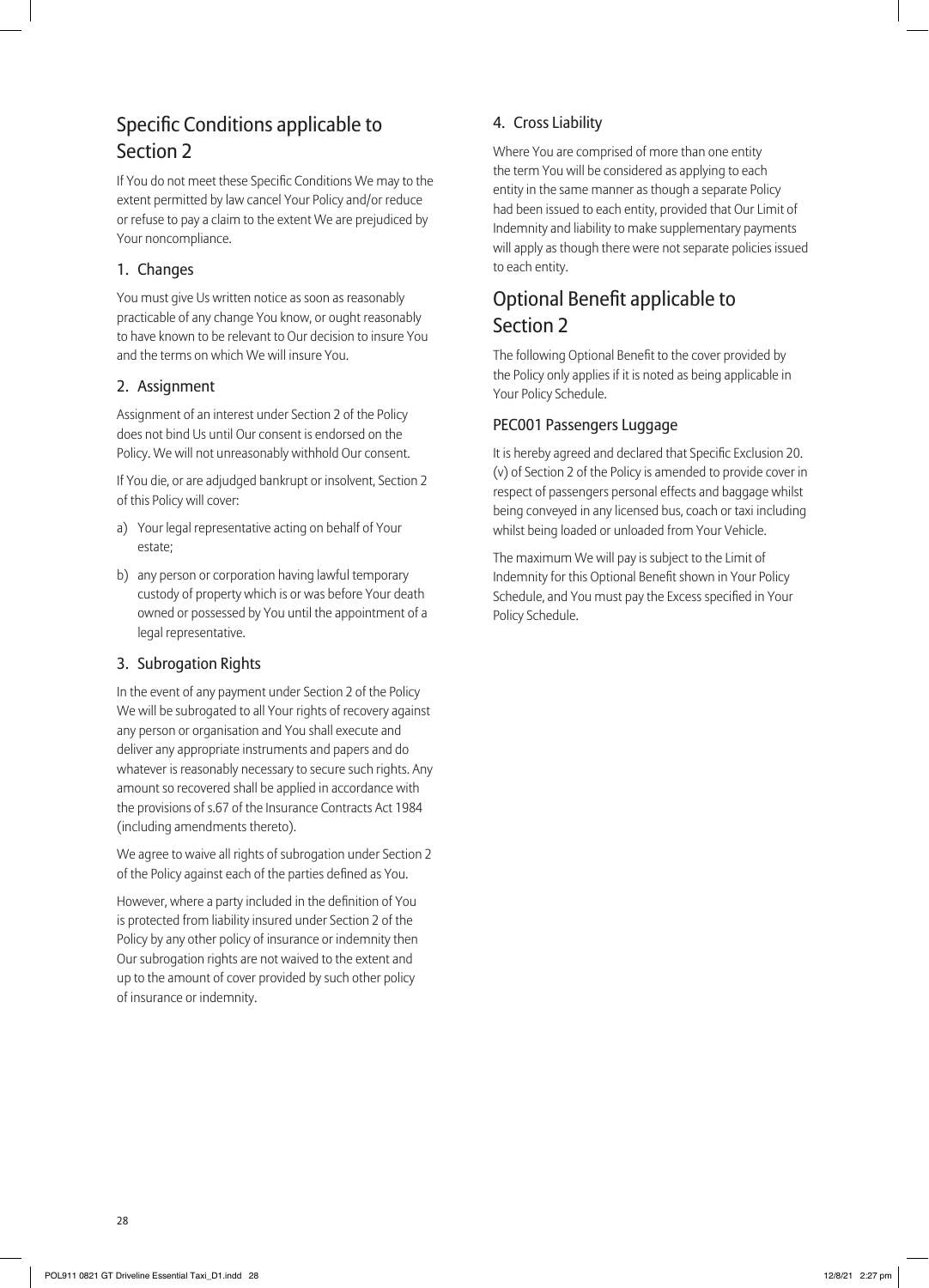## Specific Conditions applicable to Section 2

If You do not meet these Specific Conditions We may to the extent permitted by law cancel Your Policy and/or reduce or refuse to pay a claim to the extent We are prejudiced by Your noncompliance.

### 1. Changes

You must give Us written notice as soon as reasonably practicable of any change You know, or ought reasonably to have known to be relevant to Our decision to insure You and the terms on which We will insure You.

### 2. Assignment

Assignment of an interest under Section 2 of the Policy does not bind Us until Our consent is endorsed on the Policy. We will not unreasonably withhold Our consent.

If You die, or are adjudged bankrupt or insolvent, Section 2 of this Policy will cover:

a) Your legal representative acting on behalf of Your estate;

b) any person or corporation having lawful temporary custody of property which is or was before Your death owned or possessed by You until the appointment of a legal representative.

### 3. Subrogation Rights

In the event of any payment under Section 2 of the Policy We will be subrogated to all Your rights of recovery against any person or organisation and You shall execute and deliver any appropriate instruments and papers and do whatever is reasonably necessary to secure such rights. Any amount so recovered shall be applied in accordance with the provisions of s.67 of the Insurance Contracts Act 1984 (including amendments thereto).

We agree to waive all rights of subrogation under Section 2 of the Policy against each of the parties defined as You.

However, where a party included in the definition of You is protected from liability insured under Section 2 of the Policy by any other policy of insurance or indemnity then Our subrogation rights are not waived to the extent and up to the amount of cover provided by such other policy of insurance or indemnity.

### 4. Cross Liability

Where You are comprised of more than one entity the term You will be considered as applying to each entity in the same manner as though a separate Policy had been issued to each entity, provided that Our Limit of Indemnity and liability to make supplementary payments will apply as though there were not separate policies issued to each entity.

## Optional Benefit applicable to Section 2

The following Optional Benefit to the cover provided by the Policy only applies if it is noted as being applicable in Your Policy Schedule.

### PEC001 Passengers Luggage

It is hereby agreed and declared that Specific Exclusion 20.(v) of Section 2 of the Policy is amended to provide cover in respect of passengers personal effects and baggage whilst being conveyed in any licensed bus, coach or taxi including whilst being loaded or unloaded from Your Vehicle.

The maximum We will pay is subject to the Limit of Indemnity for this Optional Benefit shown in Your Policy Schedule, and You must pay the Excess specified in Your Policy Schedule.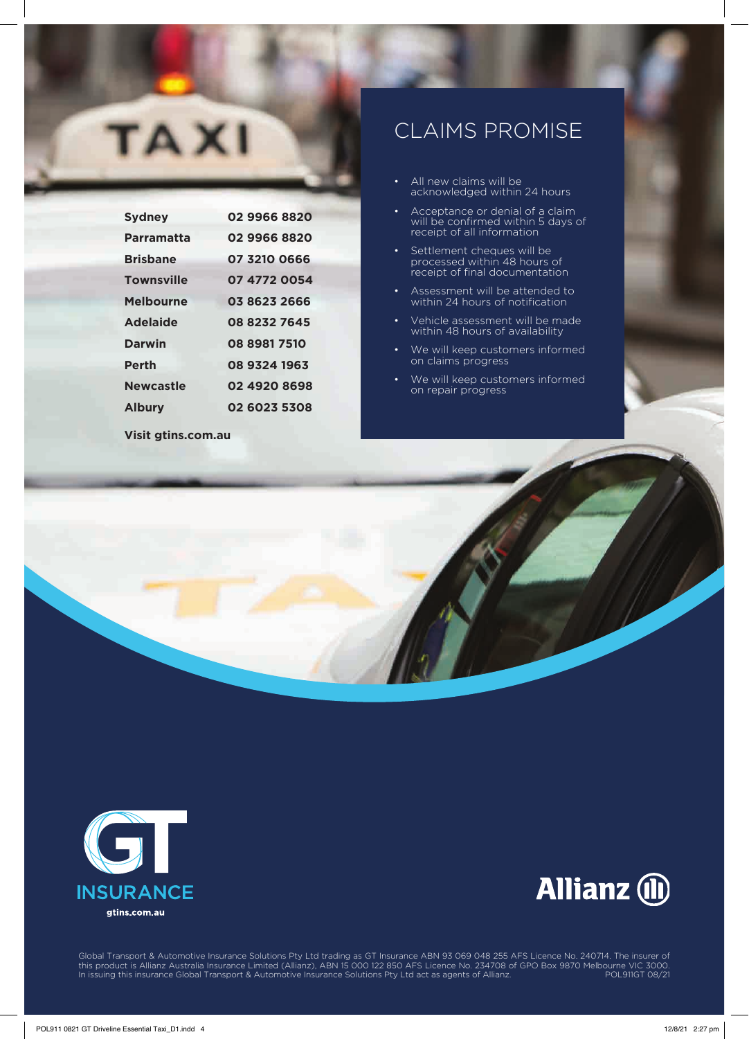| | |
|---|---|
| **Sydney** | **02 9966 8820** |
| **Parramatta** | **02 9966 8820** |
| **Brisbane** | **07 3210 0666** |
| **Townsville** | **07 4772 0054** |
| **Melbourne** | **03 8623 2666** |
| **Adelaide** | **08 8232 7645** |
| **Darwin** | **08 8981 7510** |
| **Perth** | **08 9324 1963** |
| **Newcastle** | **02 4920 8698** |
| **Albury** | **02 6023 5308** |

**Visit gtins.com.au**

## CLAIMS PROMISE

- All new claims will be acknowledged within 24 hours
- Acceptance or denial of a claim will be confirmed within 5 days of receipt of all information
- Settlement cheques will be processed within 48 hours of receipt of final documentation
- Assessment will be attended to within 24 hours of notification
- Vehicle assessment will be made within 48 hours of availability
- We will keep customers informed on claims progress
- We will keep customers informed on repair progress

GT INSURANCE
gtins.com.au

Allianz

Global Transport & Automotive Insurance Solutions Pty Ltd trading as GT Insurance ABN 93 069 048 255 AFS Licence No. 240714. The insurer of this product is Allianz Australia Insurance Limited (Allianz), ABN 15 000 122 850 AFS Licence No. 234708 of GPO Box 9870 Melbourne VIC 3000. In issuing this insurance Global Transport & Automotive Insurance Solutions Pty Ltd act as agents of Allianz. POL911GT 08/21